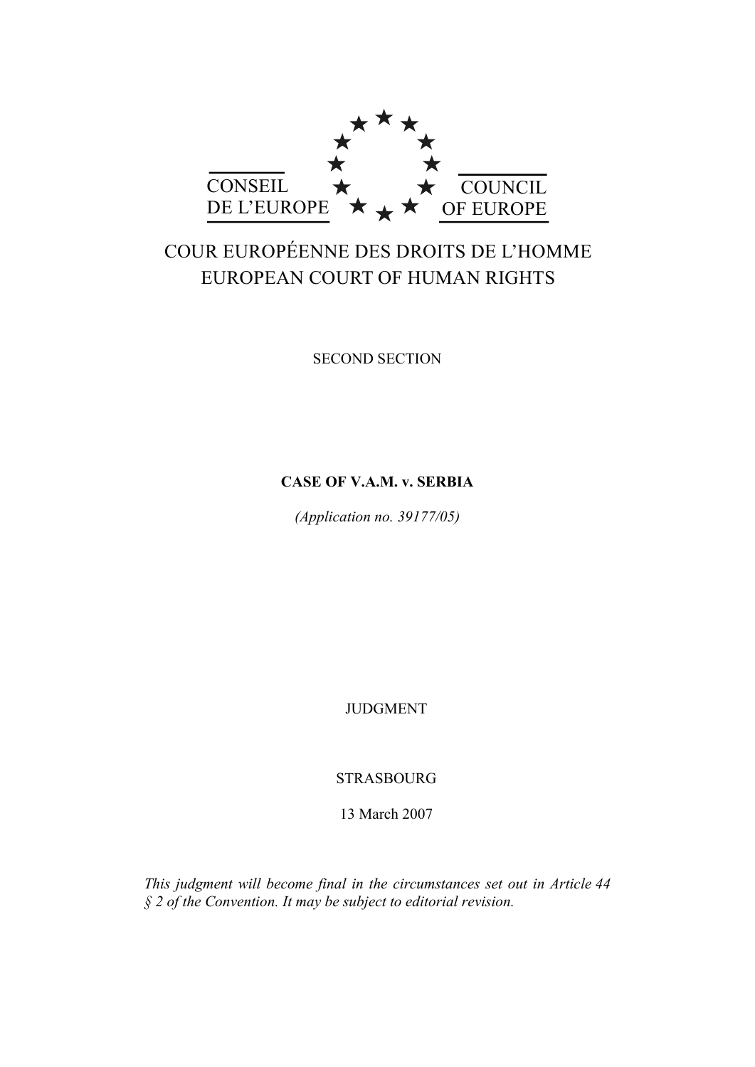CONSEIL DE L'EUROPE

COUNCIL OF EUROPE

COUR EUROPÉENNE DES DROITS DE L'HOMME

EUROPEAN COURT OF HUMAN RIGHTS

SECOND SECTION

**CASE OF V.A.M. v. SERBIA**

*(Application no. 39177/05)*

JUDGMENT

STRASBOURG

13 March 2007

*This judgment will become final in the circumstances set out in Article 44 § 2 of the Convention. It may be subject to editorial revision.*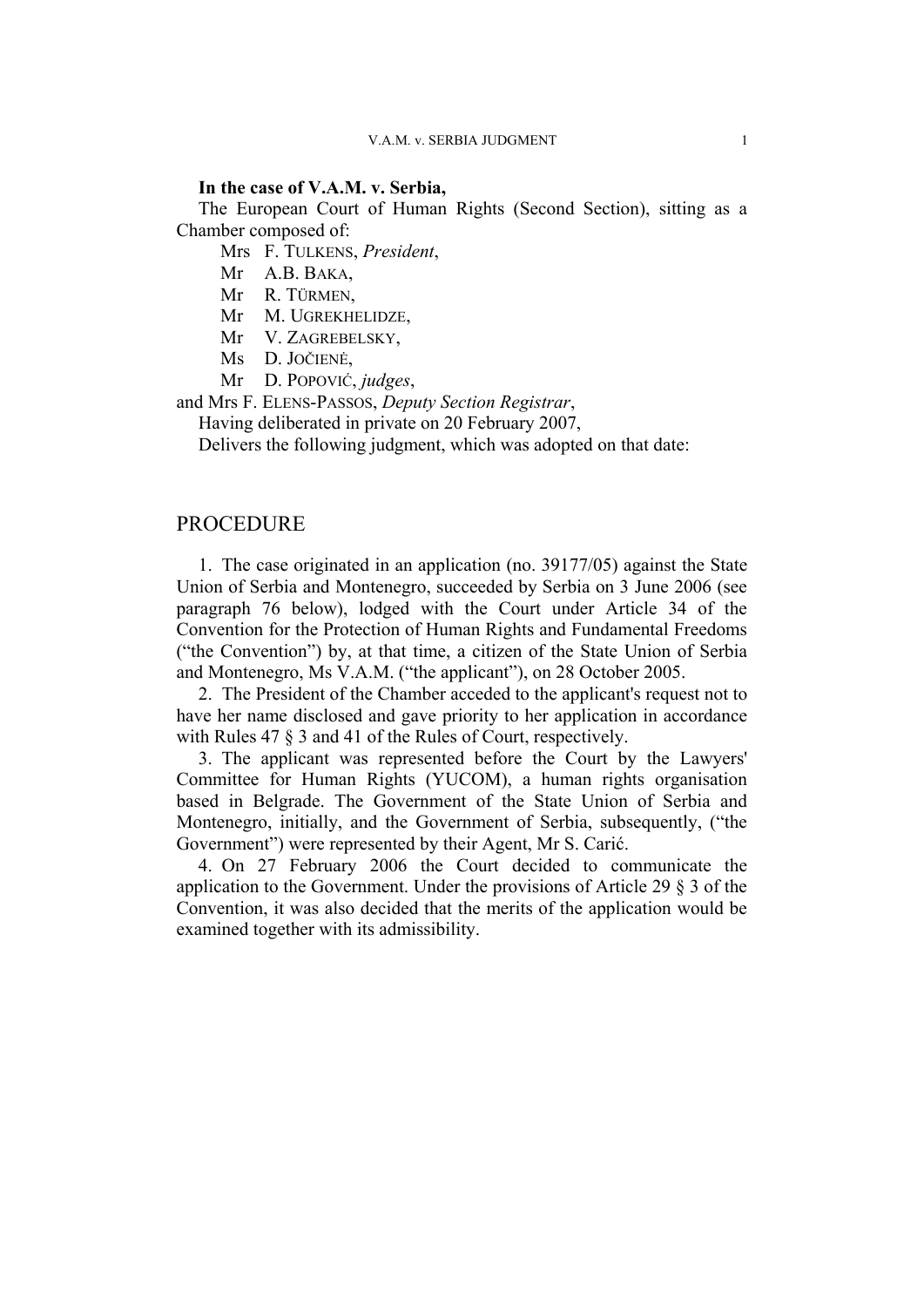**In the case of V.A.M. v. Serbia,**

The European Court of Human Rights (Second Section), sitting as a Chamber composed of:

Mrs F. Tulkens, *President*,
Mr A.B. Baka,
Mr R. Türmen,
Mr M. Ugrekhelidze,
Mr V. Zagrebelsky,
Ms D. Jočienė,
Mr D. Popović, *judges*,
and Mrs F. Elens-Passos, *Deputy Section Registrar*,

Having deliberated in private on 20 February 2007,

Delivers the following judgment, which was adopted on that date:

# PROCEDURE

1. The case originated in an application (no. 39177/05) against the State Union of Serbia and Montenegro, succeeded by Serbia on 3 June 2006 (see paragraph 76 below), lodged with the Court under Article 34 of the Convention for the Protection of Human Rights and Fundamental Freedoms ("the Convention") by, at that time, a citizen of the State Union of Serbia and Montenegro, Ms V.A.M. ("the applicant"), on 28 October 2005.

2. The President of the Chamber acceded to the applicant's request not to have her name disclosed and gave priority to her application in accordance with Rules 47 § 3 and 41 of the Rules of Court, respectively.

3. The applicant was represented before the Court by the Lawyers' Committee for Human Rights (YUCOM), a human rights organisation based in Belgrade. The Government of the State Union of Serbia and Montenegro, initially, and the Government of Serbia, subsequently, ("the Government") were represented by their Agent, Mr S. Carić.

4. On 27 February 2006 the Court decided to communicate the application to the Government. Under the provisions of Article 29 § 3 of the Convention, it was also decided that the merits of the application would be examined together with its admissibility.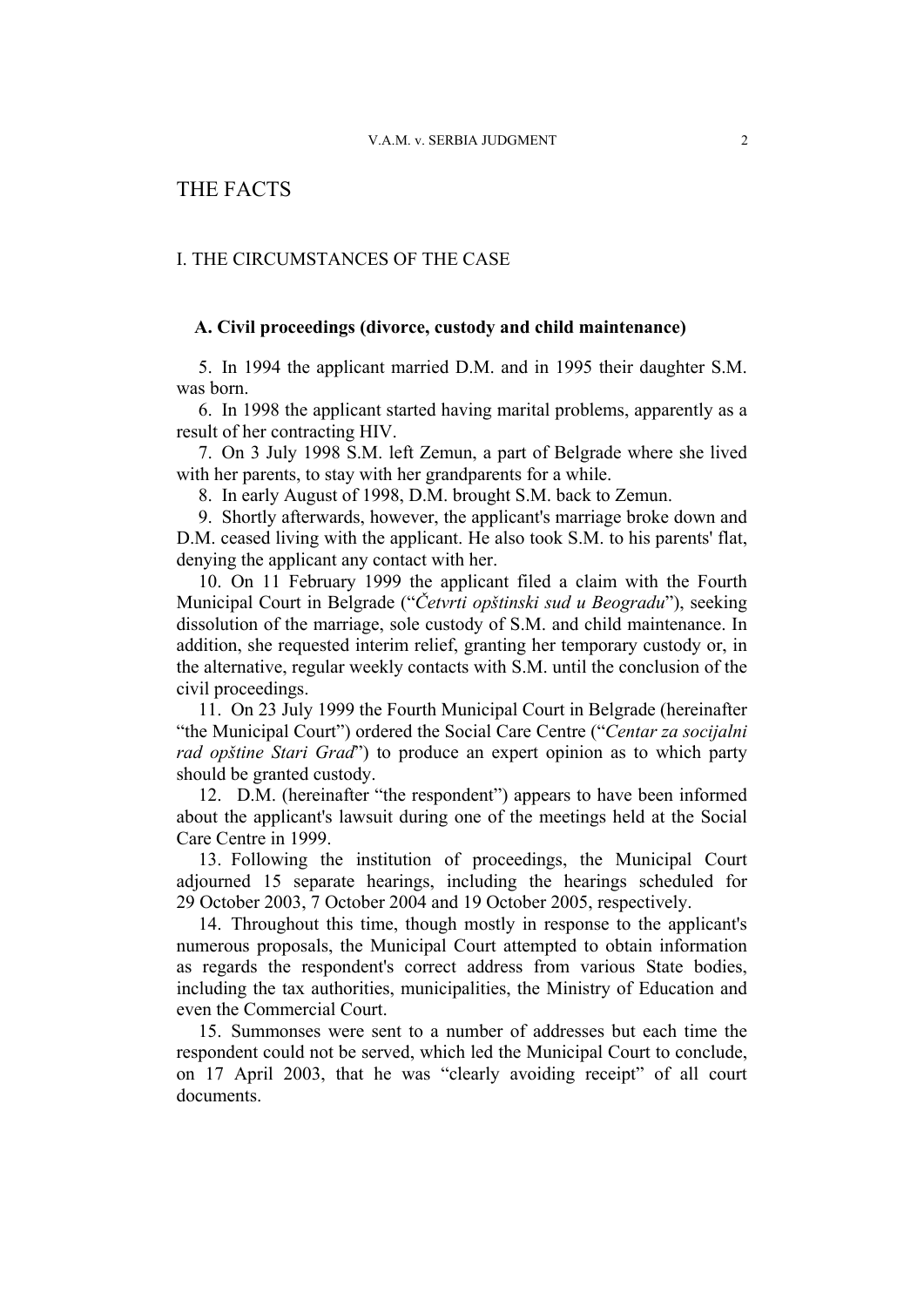# THE FACTS

## I. THE CIRCUMSTANCES OF THE CASE

### A. Civil proceedings (divorce, custody and child maintenance)

5. In 1994 the applicant married D.M. and in 1995 their daughter S.M. was born.

6. In 1998 the applicant started having marital problems, apparently as a result of her contracting HIV.

7. On 3 July 1998 S.M. left Zemun, a part of Belgrade where she lived with her parents, to stay with her grandparents for a while.

8. In early August of 1998, D.M. brought S.M. back to Zemun.

9. Shortly afterwards, however, the applicant's marriage broke down and D.M. ceased living with the applicant. He also took S.M. to his parents' flat, denying the applicant any contact with her.

10. On 11 February 1999 the applicant filed a claim with the Fourth Municipal Court in Belgrade ("*Četvrti opštinski sud u Beogradu*"), seeking dissolution of the marriage, sole custody of S.M. and child maintenance. In addition, she requested interim relief, granting her temporary custody or, in the alternative, regular weekly contacts with S.M. until the conclusion of the civil proceedings.

11. On 23 July 1999 the Fourth Municipal Court in Belgrade (hereinafter "the Municipal Court") ordered the Social Care Centre ("*Centar za socijalni rad opštine Stari Grad*") to produce an expert opinion as to which party should be granted custody.

12. D.M. (hereinafter "the respondent") appears to have been informed about the applicant's lawsuit during one of the meetings held at the Social Care Centre in 1999.

13. Following the institution of proceedings, the Municipal Court adjourned 15 separate hearings, including the hearings scheduled for 29 October 2003, 7 October 2004 and 19 October 2005, respectively.

14. Throughout this time, though mostly in response to the applicant's numerous proposals, the Municipal Court attempted to obtain information as regards the respondent's correct address from various State bodies, including the tax authorities, municipalities, the Ministry of Education and even the Commercial Court.

15. Summonses were sent to a number of addresses but each time the respondent could not be served, which led the Municipal Court to conclude, on 17 April 2003, that he was "clearly avoiding receipt" of all court documents.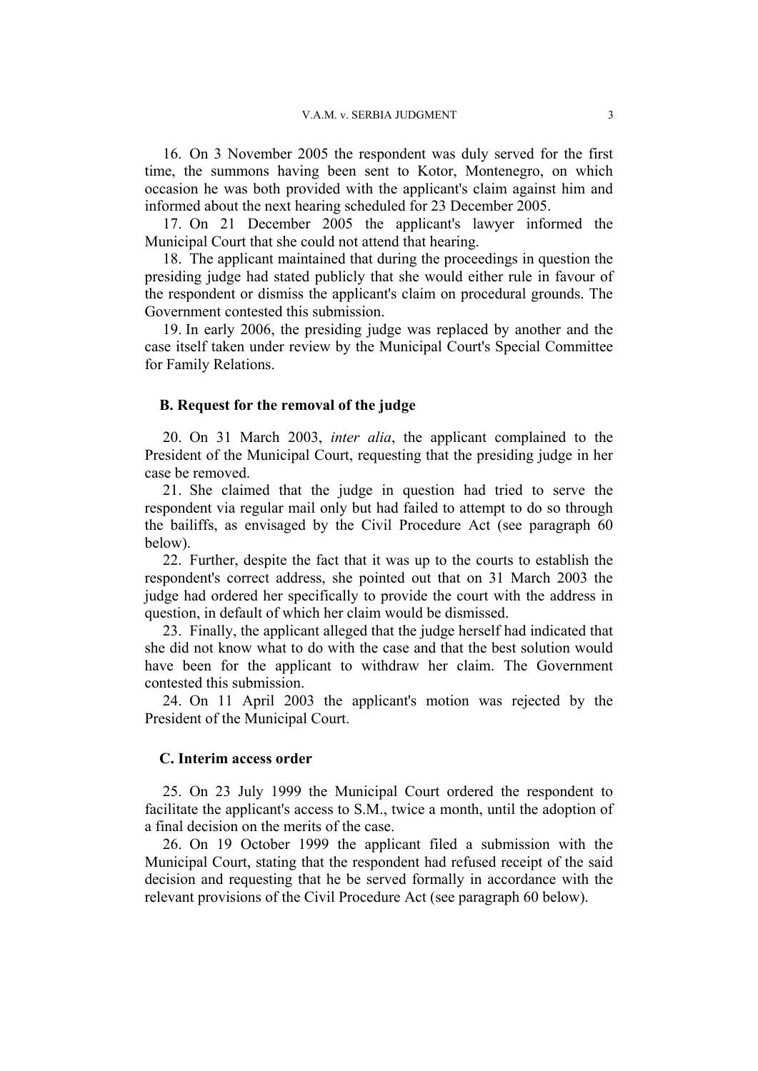16. On 3 November 2005 the respondent was duly served for the first time, the summons having been sent to Kotor, Montenegro, on which occasion he was both provided with the applicant's claim against him and informed about the next hearing scheduled for 23 December 2005.

17. On 21 December 2005 the applicant's lawyer informed the Municipal Court that she could not attend that hearing.

18. The applicant maintained that during the proceedings in question the presiding judge had stated publicly that she would either rule in favour of the respondent or dismiss the applicant's claim on procedural grounds. The Government contested this submission.

19. In early 2006, the presiding judge was replaced by another and the case itself taken under review by the Municipal Court's Special Committee for Family Relations.

### B. Request for the removal of the judge

20. On 31 March 2003, *inter alia*, the applicant complained to the President of the Municipal Court, requesting that the presiding judge in her case be removed.

21. She claimed that the judge in question had tried to serve the respondent via regular mail only but had failed to attempt to do so through the bailiffs, as envisaged by the Civil Procedure Act (see paragraph 60 below).

22. Further, despite the fact that it was up to the courts to establish the respondent's correct address, she pointed out that on 31 March 2003 the judge had ordered her specifically to provide the court with the address in question, in default of which her claim would be dismissed.

23. Finally, the applicant alleged that the judge herself had indicated that she did not know what to do with the case and that the best solution would have been for the applicant to withdraw her claim. The Government contested this submission.

24. On 11 April 2003 the applicant's motion was rejected by the President of the Municipal Court.

### C. Interim access order

25. On 23 July 1999 the Municipal Court ordered the respondent to facilitate the applicant's access to S.M., twice a month, until the adoption of a final decision on the merits of the case.

26. On 19 October 1999 the applicant filed a submission with the Municipal Court, stating that the respondent had refused receipt of the said decision and requesting that he be served formally in accordance with the relevant provisions of the Civil Procedure Act (see paragraph 60 below).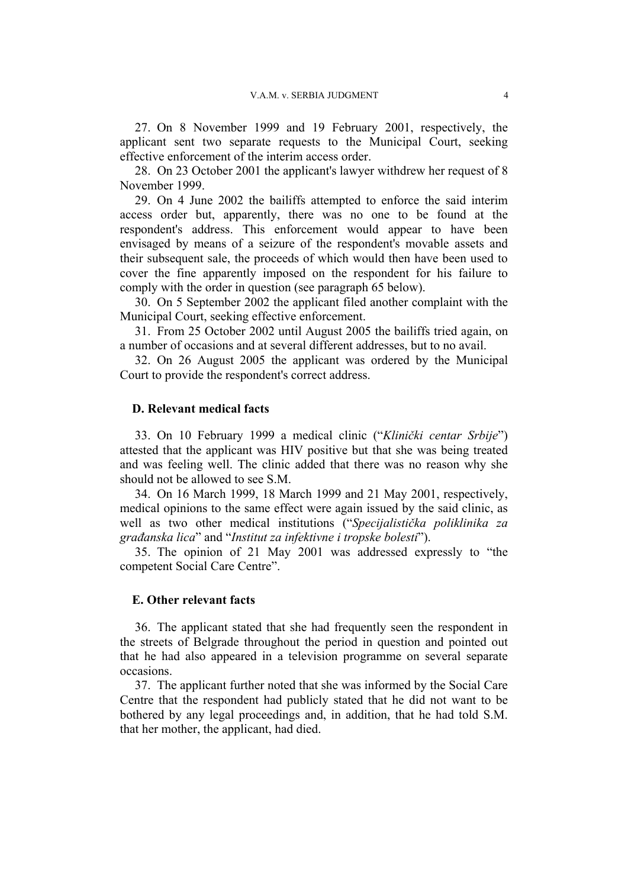27. On 8 November 1999 and 19 February 2001, respectively, the applicant sent two separate requests to the Municipal Court, seeking effective enforcement of the interim access order.

28. On 23 October 2001 the applicant's lawyer withdrew her request of 8 November 1999.

29. On 4 June 2002 the bailiffs attempted to enforce the said interim access order but, apparently, there was no one to be found at the respondent's address. This enforcement would appear to have been envisaged by means of a seizure of the respondent's movable assets and their subsequent sale, the proceeds of which would then have been used to cover the fine apparently imposed on the respondent for his failure to comply with the order in question (see paragraph 65 below).

30. On 5 September 2002 the applicant filed another complaint with the Municipal Court, seeking effective enforcement.

31. From 25 October 2002 until August 2005 the bailiffs tried again, on a number of occasions and at several different addresses, but to no avail.

32. On 26 August 2005 the applicant was ordered by the Municipal Court to provide the respondent's correct address.

### D. Relevant medical facts

33. On 10 February 1999 a medical clinic ("*Klinički centar Srbije*") attested that the applicant was HIV positive but that she was being treated and was feeling well. The clinic added that there was no reason why she should not be allowed to see S.M.

34. On 16 March 1999, 18 March 1999 and 21 May 2001, respectively, medical opinions to the same effect were again issued by the said clinic, as well as two other medical institutions ("*Specijalistička poliklinika za građanska lica*" and "*Institut za infektivne i tropske bolesti*").

35. The opinion of 21 May 2001 was addressed expressly to "the competent Social Care Centre".

### E. Other relevant facts

36. The applicant stated that she had frequently seen the respondent in the streets of Belgrade throughout the period in question and pointed out that he had also appeared in a television programme on several separate occasions.

37. The applicant further noted that she was informed by the Social Care Centre that the respondent had publicly stated that he did not want to be bothered by any legal proceedings and, in addition, that he had told S.M. that her mother, the applicant, had died.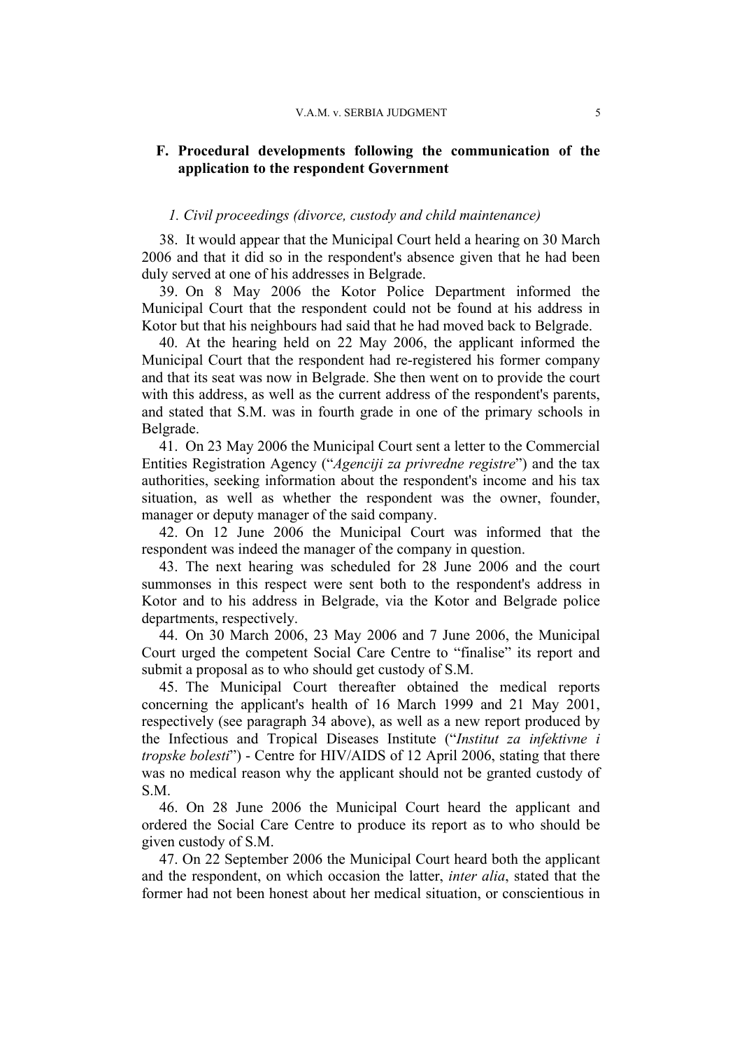## F. Procedural developments following the communication of the application to the respondent Government

### *1. Civil proceedings (divorce, custody and child maintenance)*

38. It would appear that the Municipal Court held a hearing on 30 March 2006 and that it did so in the respondent's absence given that he had been duly served at one of his addresses in Belgrade.

39. On 8 May 2006 the Kotor Police Department informed the Municipal Court that the respondent could not be found at his address in Kotor but that his neighbours had said that he had moved back to Belgrade.

40. At the hearing held on 22 May 2006, the applicant informed the Municipal Court that the respondent had re-registered his former company and that its seat was now in Belgrade. She then went on to provide the court with this address, as well as the current address of the respondent's parents, and stated that S.M. was in fourth grade in one of the primary schools in Belgrade.

41. On 23 May 2006 the Municipal Court sent a letter to the Commercial Entities Registration Agency ("*Agenciji za privredne registre*") and the tax authorities, seeking information about the respondent's income and his tax situation, as well as whether the respondent was the owner, founder, manager or deputy manager of the said company.

42. On 12 June 2006 the Municipal Court was informed that the respondent was indeed the manager of the company in question.

43. The next hearing was scheduled for 28 June 2006 and the court summonses in this respect were sent both to the respondent's address in Kotor and to his address in Belgrade, via the Kotor and Belgrade police departments, respectively.

44. On 30 March 2006, 23 May 2006 and 7 June 2006, the Municipal Court urged the competent Social Care Centre to "finalise" its report and submit a proposal as to who should get custody of S.M.

45. The Municipal Court thereafter obtained the medical reports concerning the applicant's health of 16 March 1999 and 21 May 2001, respectively (see paragraph 34 above), as well as a new report produced by the Infectious and Tropical Diseases Institute ("*Institut za infektivne i tropske bolesti*") - Centre for HIV/AIDS of 12 April 2006, stating that there was no medical reason why the applicant should not be granted custody of S.M.

46. On 28 June 2006 the Municipal Court heard the applicant and ordered the Social Care Centre to produce its report as to who should be given custody of S.M.

47. On 22 September 2006 the Municipal Court heard both the applicant and the respondent, on which occasion the latter, *inter alia*, stated that the former had not been honest about her medical situation, or conscientious in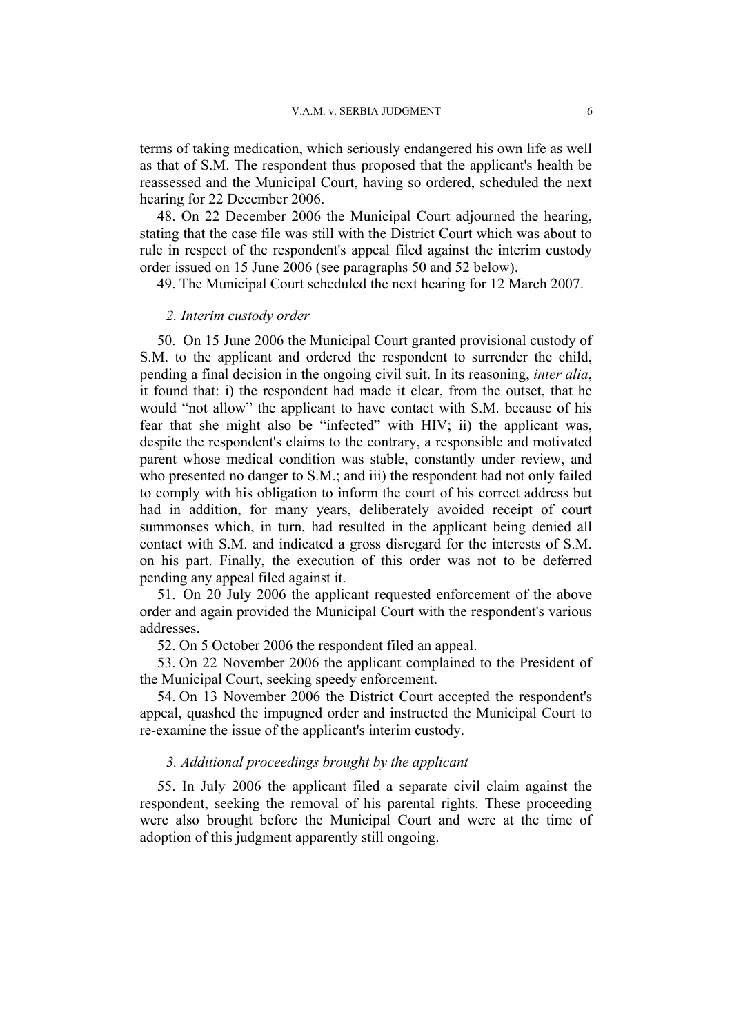terms of taking medication, which seriously endangered his own life as well as that of S.M. The respondent thus proposed that the applicant's health be reassessed and the Municipal Court, having so ordered, scheduled the next hearing for 22 December 2006.

48. On 22 December 2006 the Municipal Court adjourned the hearing, stating that the case file was still with the District Court which was about to rule in respect of the respondent's appeal filed against the interim custody order issued on 15 June 2006 (see paragraphs 50 and 52 below).

49. The Municipal Court scheduled the next hearing for 12 March 2007.

### *2. Interim custody order*

50. On 15 June 2006 the Municipal Court granted provisional custody of S.M. to the applicant and ordered the respondent to surrender the child, pending a final decision in the ongoing civil suit. In its reasoning, *inter alia*, it found that: i) the respondent had made it clear, from the outset, that he would "not allow" the applicant to have contact with S.M. because of his fear that she might also be "infected" with HIV; ii) the applicant was, despite the respondent's claims to the contrary, a responsible and motivated parent whose medical condition was stable, constantly under review, and who presented no danger to S.M.; and iii) the respondent had not only failed to comply with his obligation to inform the court of his correct address but had in addition, for many years, deliberately avoided receipt of court summonses which, in turn, had resulted in the applicant being denied all contact with S.M. and indicated a gross disregard for the interests of S.M. on his part. Finally, the execution of this order was not to be deferred pending any appeal filed against it.

51. On 20 July 2006 the applicant requested enforcement of the above order and again provided the Municipal Court with the respondent's various addresses.

52. On 5 October 2006 the respondent filed an appeal.

53. On 22 November 2006 the applicant complained to the President of the Municipal Court, seeking speedy enforcement.

54. On 13 November 2006 the District Court accepted the respondent's appeal, quashed the impugned order and instructed the Municipal Court to re-examine the issue of the applicant's interim custody.

### *3. Additional proceedings brought by the applicant*

55. In July 2006 the applicant filed a separate civil claim against the respondent, seeking the removal of his parental rights. These proceeding were also brought before the Municipal Court and were at the time of adoption of this judgment apparently still ongoing.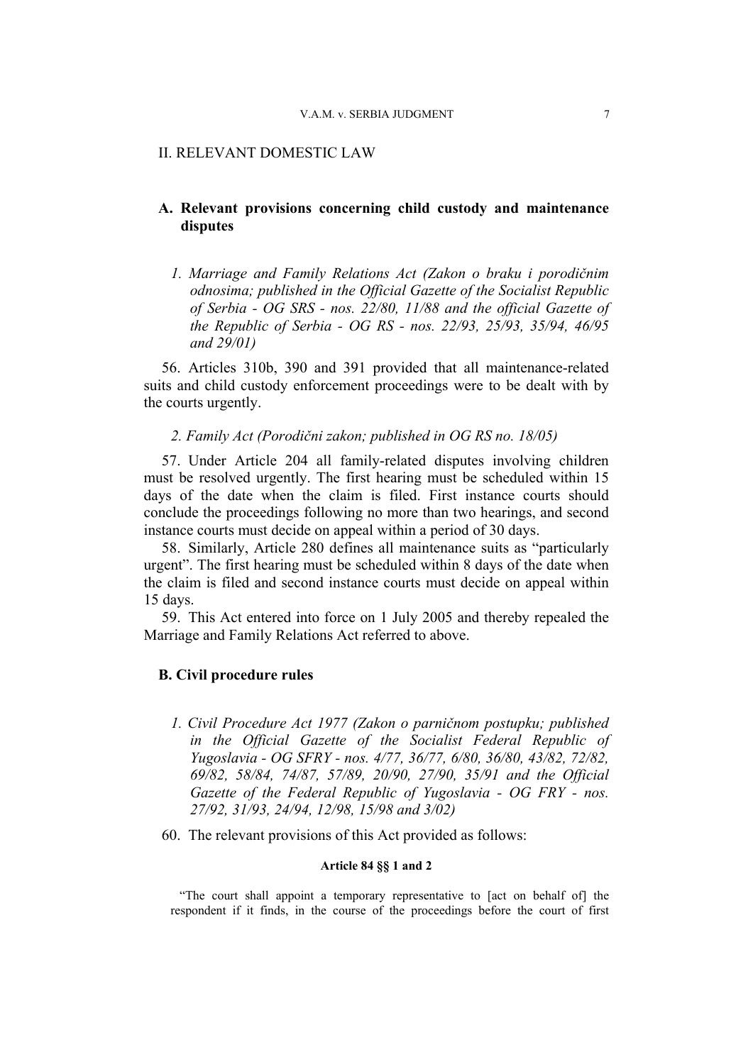## II. RELEVANT DOMESTIC LAW

### A. Relevant provisions concerning child custody and maintenance disputes

#### *1. Marriage and Family Relations Act (Zakon o braku i porodičnim odnosima; published in the Official Gazette of the Socialist Republic of Serbia - OG SRS - nos. 22/80, 11/88 and the official Gazette of the Republic of Serbia - OG RS - nos. 22/93, 25/93, 35/94, 46/95 and 29/01)*

56. Articles 310b, 390 and 391 provided that all maintenance-related suits and child custody enforcement proceedings were to be dealt with by the courts urgently.

#### *2. Family Act (Porodični zakon; published in OG RS no. 18/05)*

57. Under Article 204 all family-related disputes involving children must be resolved urgently. The first hearing must be scheduled within 15 days of the date when the claim is filed. First instance courts should conclude the proceedings following no more than two hearings, and second instance courts must decide on appeal within a period of 30 days.

58. Similarly, Article 280 defines all maintenance suits as "particularly urgent". The first hearing must be scheduled within 8 days of the date when the claim is filed and second instance courts must decide on appeal within 15 days.

59. This Act entered into force on 1 July 2005 and thereby repealed the Marriage and Family Relations Act referred to above.

### B. Civil procedure rules

#### *1. Civil Procedure Act 1977 (Zakon o parničnom postupku; published in the Official Gazette of the Socialist Federal Republic of Yugoslavia - OG SFRY - nos. 4/77, 36/77, 6/80, 36/80, 43/82, 72/82, 69/82, 58/84, 74/87, 57/89, 20/90, 27/90, 35/91 and the Official Gazette of the Federal Republic of Yugoslavia - OG FRY - nos. 27/92, 31/93, 24/94, 12/98, 15/98 and 3/02)*

60. The relevant provisions of this Act provided as follows:

**Article 84 §§ 1 and 2**

"The court shall appoint a temporary representative to [act on behalf of] the respondent if it finds, in the course of the proceedings before the court of first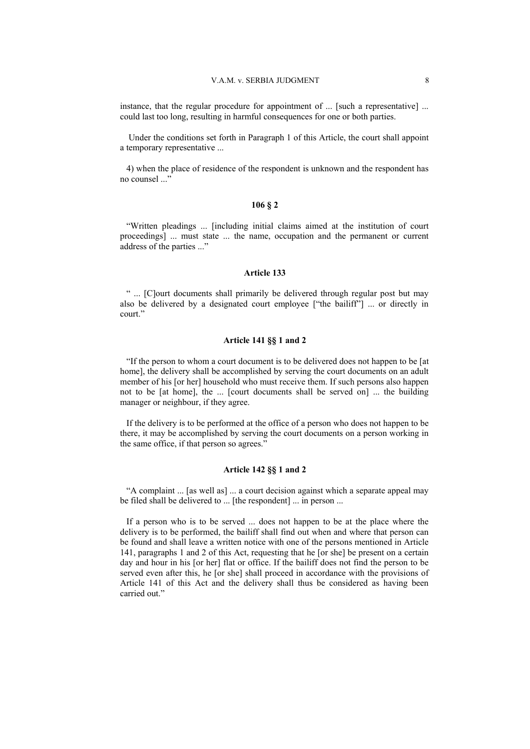instance, that the regular procedure for appointment of ... [such a representative] ... could last too long, resulting in harmful consequences for one or both parties.

Under the conditions set forth in Paragraph 1 of this Article, the court shall appoint a temporary representative ...

4) when the place of residence of the respondent is unknown and the respondent has no counsel ..."

#### 106 § 2

"Written pleadings ... [including initial claims aimed at the institution of court proceedings] ... must state ... the name, occupation and the permanent or current address of the parties ..."

#### Article 133

" ... [C]ourt documents shall primarily be delivered through regular post but may also be delivered by a designated court employee ["the bailiff"] ... or directly in court."

#### Article 141 §§ 1 and 2

"If the person to whom a court document is to be delivered does not happen to be [at home], the delivery shall be accomplished by serving the court documents on an adult member of his [or her] household who must receive them. If such persons also happen not to be [at home], the ... [court documents shall be served on] ... the building manager or neighbour, if they agree.

If the delivery is to be performed at the office of a person who does not happen to be there, it may be accomplished by serving the court documents on a person working in the same office, if that person so agrees."

#### Article 142 §§ 1 and 2

"A complaint ... [as well as] ... a court decision against which a separate appeal may be filed shall be delivered to ... [the respondent] ... in person ...

If a person who is to be served ... does not happen to be at the place where the delivery is to be performed, the bailiff shall find out when and where that person can be found and shall leave a written notice with one of the persons mentioned in Article 141, paragraphs 1 and 2 of this Act, requesting that he [or she] be present on a certain day and hour in his [or her] flat or office. If the bailiff does not find the person to be served even after this, he [or she] shall proceed in accordance with the provisions of Article 141 of this Act and the delivery shall thus be considered as having been carried out."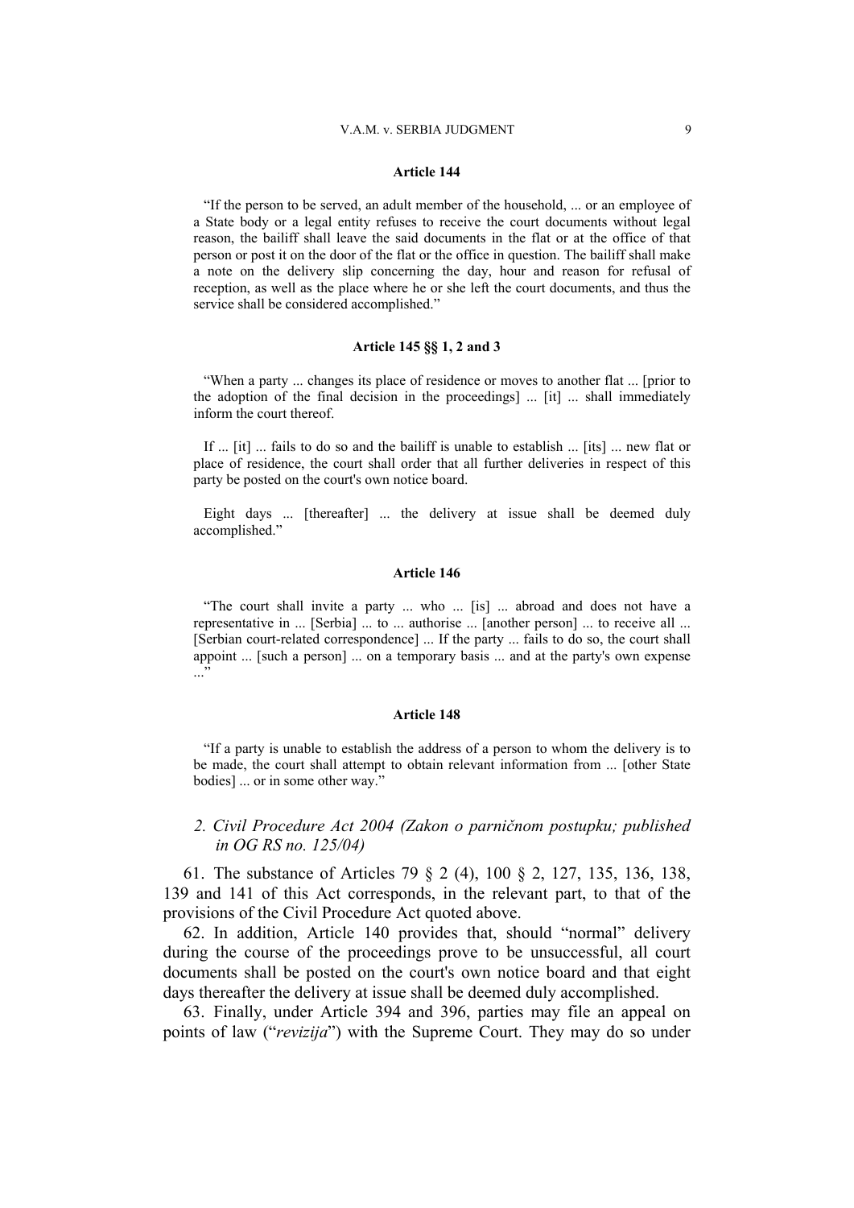#### Article 144

"If the person to be served, an adult member of the household, ... or an employee of a State body or a legal entity refuses to receive the court documents without legal reason, the bailiff shall leave the said documents in the flat or at the office of that person or post it on the door of the flat or the office in question. The bailiff shall make a note on the delivery slip concerning the day, hour and reason for refusal of reception, as well as the place where he or she left the court documents, and thus the service shall be considered accomplished."

#### Article 145 §§ 1, 2 and 3

"When a party ... changes its place of residence or moves to another flat ... [prior to the adoption of the final decision in the proceedings] ... [it] ... shall immediately inform the court thereof.

If ... [it] ... fails to do so and the bailiff is unable to establish ... [its] ... new flat or place of residence, the court shall order that all further deliveries in respect of this party be posted on the court's own notice board.

Eight days ... [thereafter] ... the delivery at issue shall be deemed duly accomplished."

#### Article 146

"The court shall invite a party ... who ... [is] ... abroad and does not have a representative in ... [Serbia] ... to ... authorise ... [another person] ... to receive all ... [Serbian court-related correspondence] ... If the party ... fails to do so, the court shall appoint ... [such a person] ... on a temporary basis ... and at the party's own expense ..."

#### Article 148

"If a party is unable to establish the address of a person to whom the delivery is to be made, the court shall attempt to obtain relevant information from ... [other State bodies] ... or in some other way."

### *2. Civil Procedure Act 2004 (Zakon o parničnom postupku; published in OG RS no. 125/04)*

61. The substance of Articles 79 § 2 (4), 100 § 2, 127, 135, 136, 138, 139 and 141 of this Act corresponds, in the relevant part, to that of the provisions of the Civil Procedure Act quoted above.

62. In addition, Article 140 provides that, should "normal" delivery during the course of the proceedings prove to be unsuccessful, all court documents shall be posted on the court's own notice board and that eight days thereafter the delivery at issue shall be deemed duly accomplished.

63. Finally, under Article 394 and 396, parties may file an appeal on points of law ("*revizija*") with the Supreme Court. They may do so under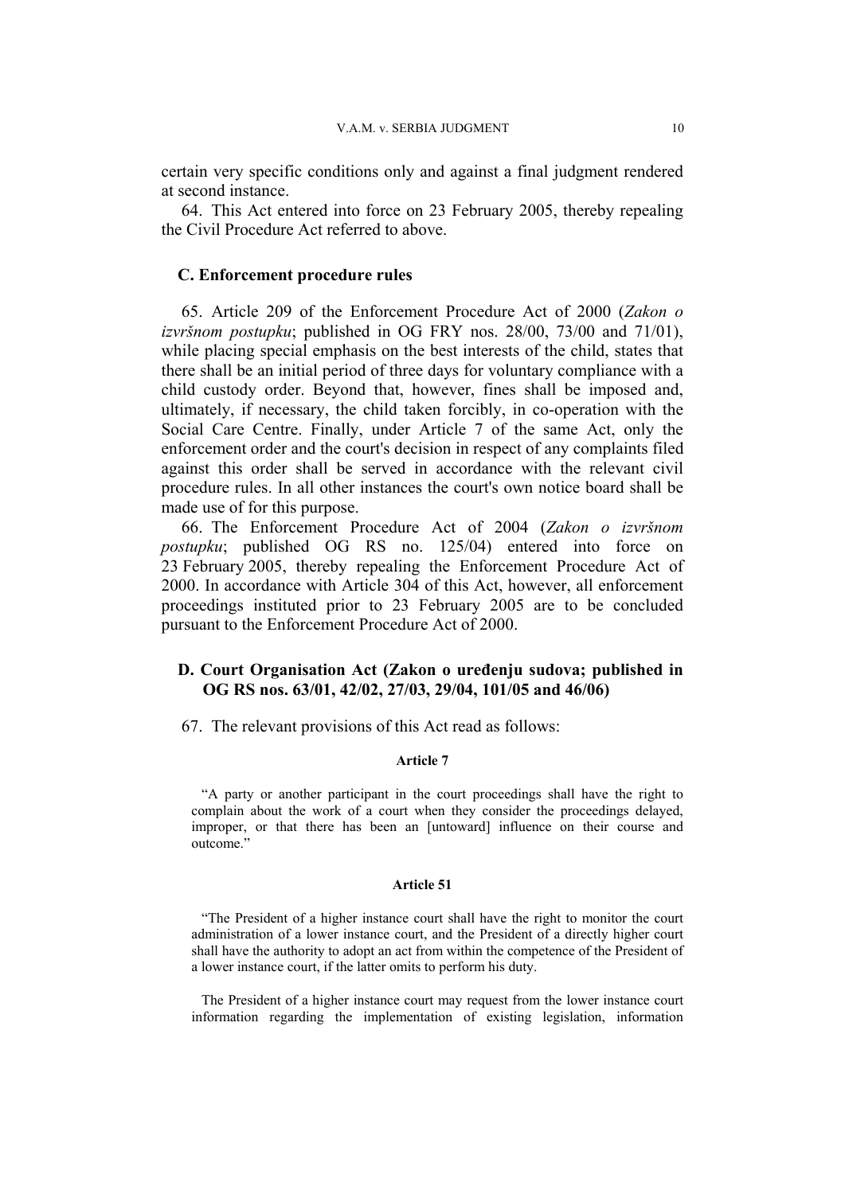certain very specific conditions only and against a final judgment rendered at second instance.

64. This Act entered into force on 23 February 2005, thereby repealing the Civil Procedure Act referred to above.

### C. Enforcement procedure rules

65. Article 209 of the Enforcement Procedure Act of 2000 (*Zakon o izvršnom postupku*; published in OG FRY nos. 28/00, 73/00 and 71/01), while placing special emphasis on the best interests of the child, states that there shall be an initial period of three days for voluntary compliance with a child custody order. Beyond that, however, fines shall be imposed and, ultimately, if necessary, the child taken forcibly, in co-operation with the Social Care Centre. Finally, under Article 7 of the same Act, only the enforcement order and the court's decision in respect of any complaints filed against this order shall be served in accordance with the relevant civil procedure rules. In all other instances the court's own notice board shall be made use of for this purpose.

66. The Enforcement Procedure Act of 2004 (*Zakon o izvršnom postupku*; published OG RS no. 125/04) entered into force on 23 February 2005, thereby repealing the Enforcement Procedure Act of 2000. In accordance with Article 304 of this Act, however, all enforcement proceedings instituted prior to 23 February 2005 are to be concluded pursuant to the Enforcement Procedure Act of 2000.

### D. Court Organisation Act (Zakon o uređenju sudova; published in OG RS nos. 63/01, 42/02, 27/03, 29/04, 101/05 and 46/06)

67. The relevant provisions of this Act read as follows:

**Article 7**

> "A party or another participant in the court proceedings shall have the right to complain about the work of a court when they consider the proceedings delayed, improper, or that there has been an [untoward] influence on their course and outcome."

**Article 51**

> "The President of a higher instance court shall have the right to monitor the court administration of a lower instance court, and the President of a directly higher court shall have the authority to adopt an act from within the competence of the President of a lower instance court, if the latter omits to perform his duty.
>
> The President of a higher instance court may request from the lower instance court information regarding the implementation of existing legislation, information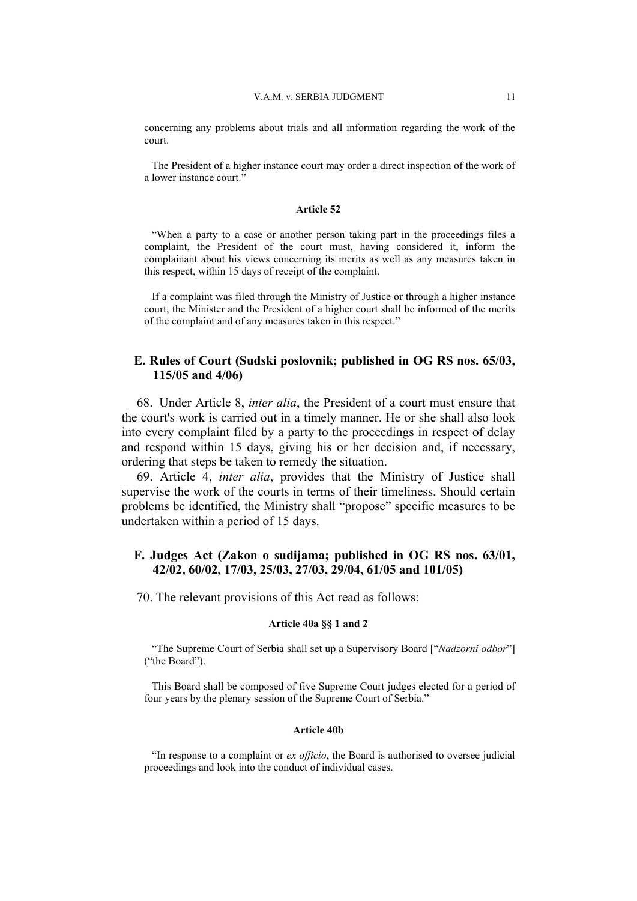concerning any problems about trials and all information regarding the work of the court.

The President of a higher instance court may order a direct inspection of the work of a lower instance court."

#### Article 52

"When a party to a case or another person taking part in the proceedings files a complaint, the President of the court must, having considered it, inform the complainant about his views concerning its merits as well as any measures taken in this respect, within 15 days of receipt of the complaint.

If a complaint was filed through the Ministry of Justice or through a higher instance court, the Minister and the President of a higher court shall be informed of the merits of the complaint and of any measures taken in this respect."

### E. Rules of Court (Sudski poslovnik; published in OG RS nos. 65/03, 115/05 and 4/06)

68. Under Article 8, *inter alia*, the President of a court must ensure that the court's work is carried out in a timely manner. He or she shall also look into every complaint filed by a party to the proceedings in respect of delay and respond within 15 days, giving his or her decision and, if necessary, ordering that steps be taken to remedy the situation.

69. Article 4, *inter alia*, provides that the Ministry of Justice shall supervise the work of the courts in terms of their timeliness. Should certain problems be identified, the Ministry shall "propose" specific measures to be undertaken within a period of 15 days.

### F. Judges Act (Zakon o sudijama; published in OG RS nos. 63/01, 42/02, 60/02, 17/03, 25/03, 27/03, 29/04, 61/05 and 101/05)

70. The relevant provisions of this Act read as follows:

#### Article 40a §§ 1 and 2

"The Supreme Court of Serbia shall set up a Supervisory Board ["*Nadzorni odbor*"] ("the Board").

This Board shall be composed of five Supreme Court judges elected for a period of four years by the plenary session of the Supreme Court of Serbia."

#### Article 40b

"In response to a complaint or *ex officio*, the Board is authorised to oversee judicial proceedings and look into the conduct of individual cases.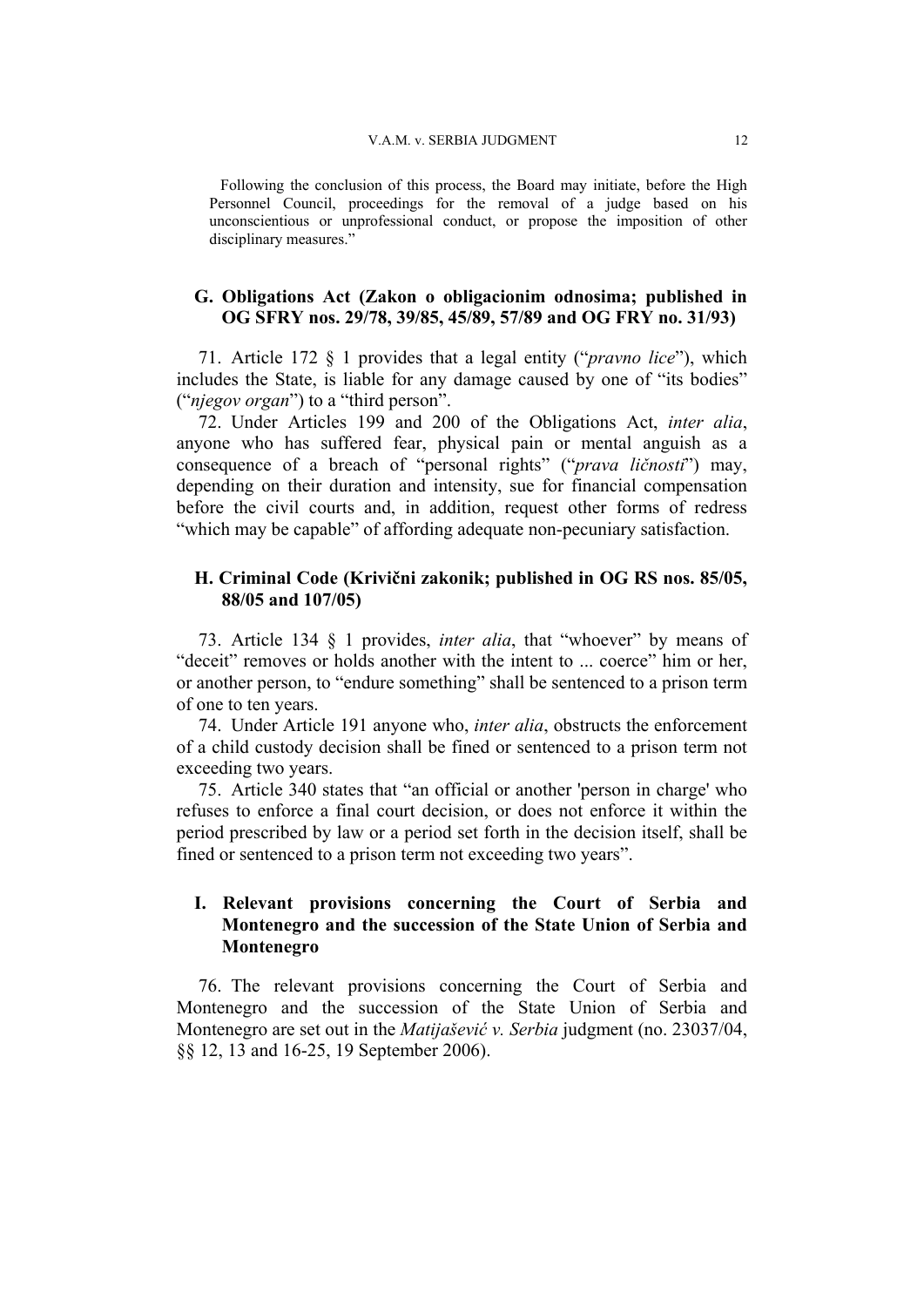Following the conclusion of this process, the Board may initiate, before the High Personnel Council, proceedings for the removal of a judge based on his unconscientious or unprofessional conduct, or propose the imposition of other disciplinary measures."

### G. Obligations Act (Zakon o obligacionim odnosima; published in OG SFRY nos. 29/78, 39/85, 45/89, 57/89 and OG FRY no. 31/93)

71. Article 172 § 1 provides that a legal entity ("*pravno lice*"), which includes the State, is liable for any damage caused by one of "its bodies" ("*njegov organ*") to a "third person".

72. Under Articles 199 and 200 of the Obligations Act, *inter alia*, anyone who has suffered fear, physical pain or mental anguish as a consequence of a breach of "personal rights" ("*prava ličnosti*") may, depending on their duration and intensity, sue for financial compensation before the civil courts and, in addition, request other forms of redress "which may be capable" of affording adequate non-pecuniary satisfaction.

### H. Criminal Code (Krivični zakonik; published in OG RS nos. 85/05, 88/05 and 107/05)

73. Article 134 § 1 provides, *inter alia*, that "whoever" by means of "deceit" removes or holds another with the intent to ... coerce" him or her, or another person, to "endure something" shall be sentenced to a prison term of one to ten years.

74. Under Article 191 anyone who, *inter alia*, obstructs the enforcement of a child custody decision shall be fined or sentenced to a prison term not exceeding two years.

75. Article 340 states that "an official or another 'person in charge' who refuses to enforce a final court decision, or does not enforce it within the period prescribed by law or a period set forth in the decision itself, shall be fined or sentenced to a prison term not exceeding two years".

### I. Relevant provisions concerning the Court of Serbia and Montenegro and the succession of the State Union of Serbia and Montenegro

76. The relevant provisions concerning the Court of Serbia and Montenegro and the succession of the State Union of Serbia and Montenegro are set out in the *Matijašević v. Serbia* judgment (no. 23037/04, §§ 12, 13 and 16-25, 19 September 2006).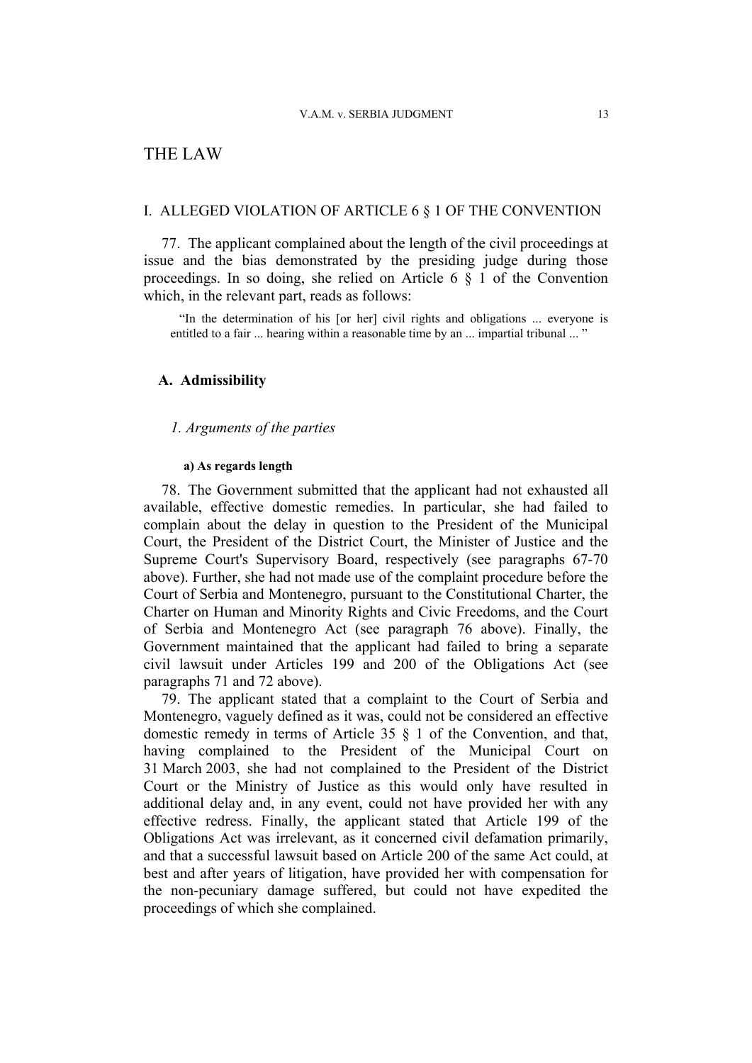# THE LAW

## I. ALLEGED VIOLATION OF ARTICLE 6 § 1 OF THE CONVENTION

77. The applicant complained about the length of the civil proceedings at issue and the bias demonstrated by the presiding judge during those proceedings. In so doing, she relied on Article 6 § 1 of the Convention which, in the relevant part, reads as follows:

> "In the determination of his [or her] civil rights and obligations ... everyone is entitled to a fair ... hearing within a reasonable time by an ... impartial tribunal ... "

### A. Admissibility

#### *1. Arguments of the parties*

##### a) As regards length

78. The Government submitted that the applicant had not exhausted all available, effective domestic remedies. In particular, she had failed to complain about the delay in question to the President of the Municipal Court, the President of the District Court, the Minister of Justice and the Supreme Court's Supervisory Board, respectively (see paragraphs 67-70 above). Further, she had not made use of the complaint procedure before the Court of Serbia and Montenegro, pursuant to the Constitutional Charter, the Charter on Human and Minority Rights and Civic Freedoms, and the Court of Serbia and Montenegro Act (see paragraph 76 above). Finally, the Government maintained that the applicant had failed to bring a separate civil lawsuit under Articles 199 and 200 of the Obligations Act (see paragraphs 71 and 72 above).

79. The applicant stated that a complaint to the Court of Serbia and Montenegro, vaguely defined as it was, could not be considered an effective domestic remedy in terms of Article 35 § 1 of the Convention, and that, having complained to the President of the Municipal Court on 31 March 2003, she had not complained to the President of the District Court or the Ministry of Justice as this would only have resulted in additional delay and, in any event, could not have provided her with any effective redress. Finally, the applicant stated that Article 199 of the Obligations Act was irrelevant, as it concerned civil defamation primarily, and that a successful lawsuit based on Article 200 of the same Act could, at best and after years of litigation, have provided her with compensation for the non-pecuniary damage suffered, but could not have expedited the proceedings of which she complained.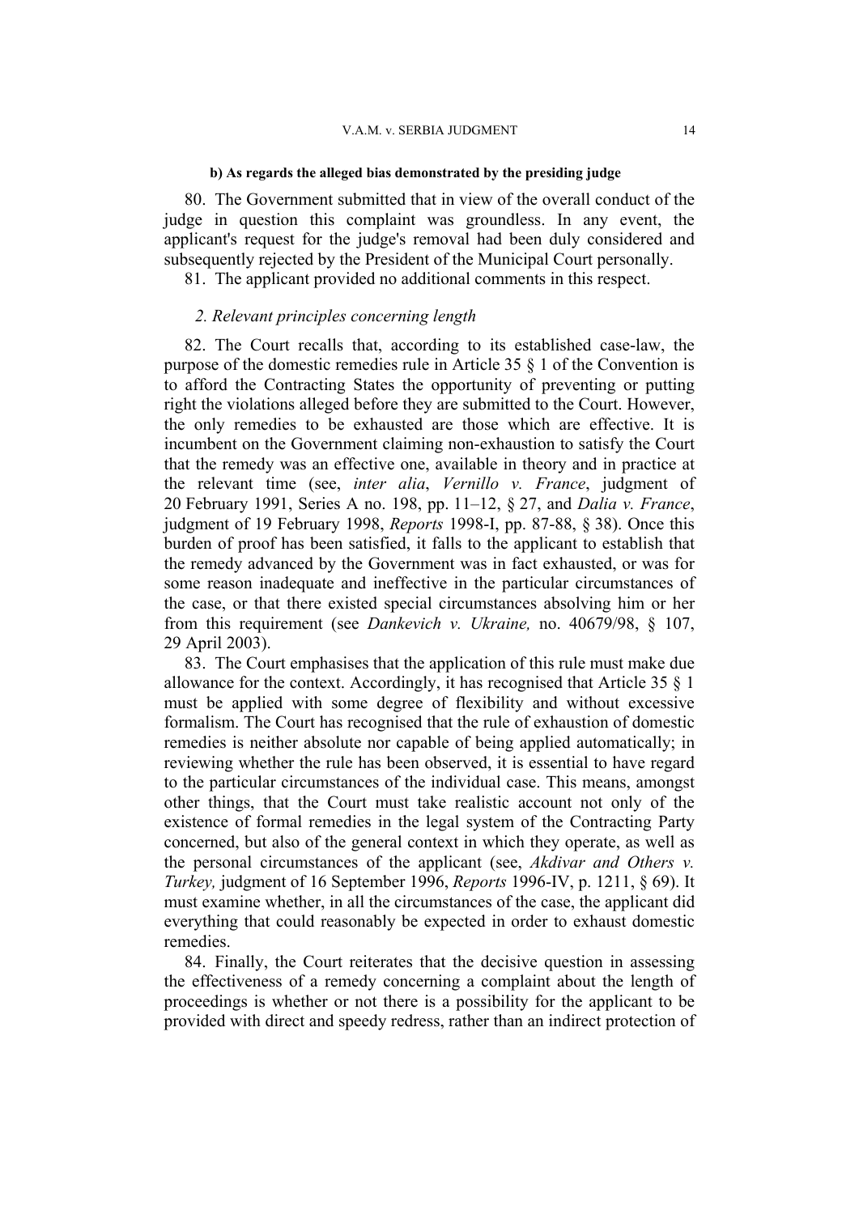#### b) As regards the alleged bias demonstrated by the presiding judge

80. The Government submitted that in view of the overall conduct of the judge in question this complaint was groundless. In any event, the applicant's request for the judge's removal had been duly considered and subsequently rejected by the President of the Municipal Court personally.

81. The applicant provided no additional comments in this respect.

### *2. Relevant principles concerning length*

82. The Court recalls that, according to its established case-law, the purpose of the domestic remedies rule in Article 35 § 1 of the Convention is to afford the Contracting States the opportunity of preventing or putting right the violations alleged before they are submitted to the Court. However, the only remedies to be exhausted are those which are effective. It is incumbent on the Government claiming non-exhaustion to satisfy the Court that the remedy was an effective one, available in theory and in practice at the relevant time (see, *inter alia*, *Vernillo v. France*, judgment of 20 February 1991, Series A no. 198, pp. 11–12, § 27, and *Dalia v. France*, judgment of 19 February 1998, *Reports* 1998-I, pp. 87-88, § 38). Once this burden of proof has been satisfied, it falls to the applicant to establish that the remedy advanced by the Government was in fact exhausted, or was for some reason inadequate and ineffective in the particular circumstances of the case, or that there existed special circumstances absolving him or her from this requirement (see *Dankevich v. Ukraine,* no. 40679/98, § 107, 29 April 2003).

83. The Court emphasises that the application of this rule must make due allowance for the context. Accordingly, it has recognised that Article 35 § 1 must be applied with some degree of flexibility and without excessive formalism. The Court has recognised that the rule of exhaustion of domestic remedies is neither absolute nor capable of being applied automatically; in reviewing whether the rule has been observed, it is essential to have regard to the particular circumstances of the individual case. This means, amongst other things, that the Court must take realistic account not only of the existence of formal remedies in the legal system of the Contracting Party concerned, but also of the general context in which they operate, as well as the personal circumstances of the applicant (see, *Akdivar and Others v. Turkey,* judgment of 16 September 1996, *Reports* 1996-IV, p. 1211, § 69). It must examine whether, in all the circumstances of the case, the applicant did everything that could reasonably be expected in order to exhaust domestic remedies.

84. Finally, the Court reiterates that the decisive question in assessing the effectiveness of a remedy concerning a complaint about the length of proceedings is whether or not there is a possibility for the applicant to be provided with direct and speedy redress, rather than an indirect protection of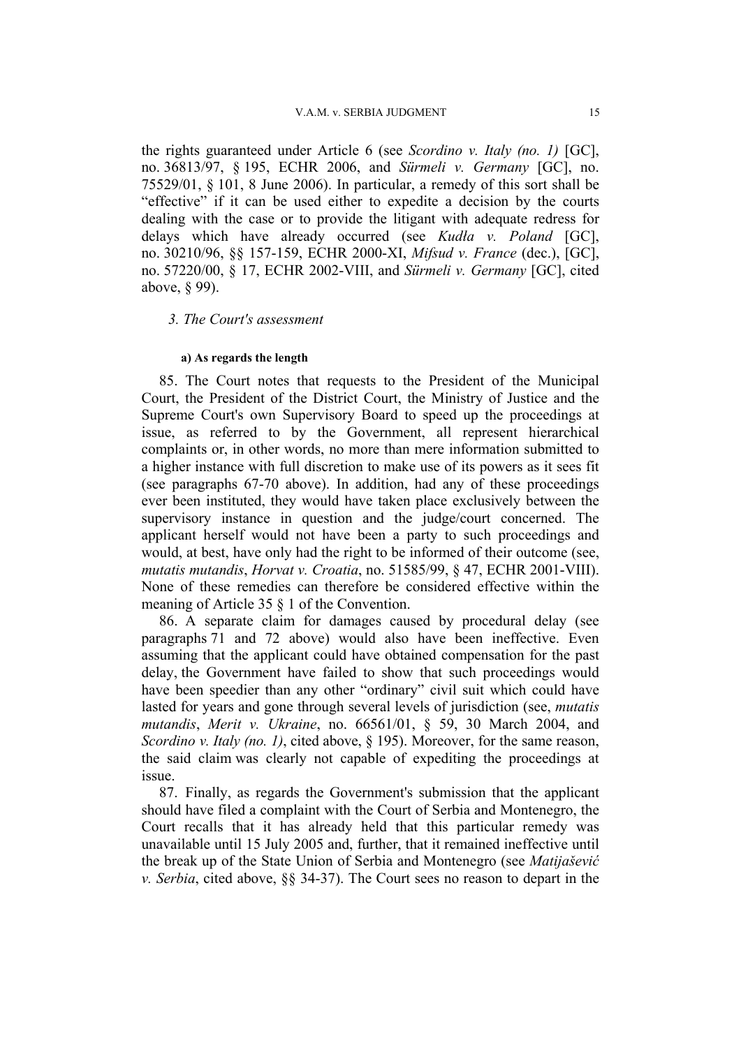the rights guaranteed under Article 6 (see *Scordino v. Italy (no. 1)* [GC], no. 36813/97, § 195, ECHR 2006, and *Sürmeli v. Germany* [GC], no. 75529/01, § 101, 8 June 2006). In particular, a remedy of this sort shall be "effective" if it can be used either to expedite a decision by the courts dealing with the case or to provide the litigant with adequate redress for delays which have already occurred (see *Kudła v. Poland* [GC], no. 30210/96, §§ 157-159, ECHR 2000-XI, *Mifsud v. France* (dec.), [GC], no. 57220/00, § 17, ECHR 2002-VIII, and *Sürmeli v. Germany* [GC], cited above, § 99).

### *3. The Court's assessment*

#### **a) As regards the length**

85. The Court notes that requests to the President of the Municipal Court, the President of the District Court, the Ministry of Justice and the Supreme Court's own Supervisory Board to speed up the proceedings at issue, as referred to by the Government, all represent hierarchical complaints or, in other words, no more than mere information submitted to a higher instance with full discretion to make use of its powers as it sees fit (see paragraphs 67-70 above). In addition, had any of these proceedings ever been instituted, they would have taken place exclusively between the supervisory instance in question and the judge/court concerned. The applicant herself would not have been a party to such proceedings and would, at best, have only had the right to be informed of their outcome (see, *mutatis mutandis*, *Horvat v. Croatia*, no. 51585/99, § 47, ECHR 2001-VIII). None of these remedies can therefore be considered effective within the meaning of Article 35 § 1 of the Convention.

86. A separate claim for damages caused by procedural delay (see paragraphs 71 and 72 above) would also have been ineffective. Even assuming that the applicant could have obtained compensation for the past delay, the Government have failed to show that such proceedings would have been speedier than any other "ordinary" civil suit which could have lasted for years and gone through several levels of jurisdiction (see, *mutatis mutandis*, *Merit v. Ukraine*, no. 66561/01, § 59, 30 March 2004, and *Scordino v. Italy (no. 1)*, cited above, § 195). Moreover, for the same reason, the said claim was clearly not capable of expediting the proceedings at issue.

87. Finally, as regards the Government's submission that the applicant should have filed a complaint with the Court of Serbia and Montenegro, the Court recalls that it has already held that this particular remedy was unavailable until 15 July 2005 and, further, that it remained ineffective until the break up of the State Union of Serbia and Montenegro (see *Matijašević v. Serbia*, cited above, §§ 34-37). The Court sees no reason to depart in the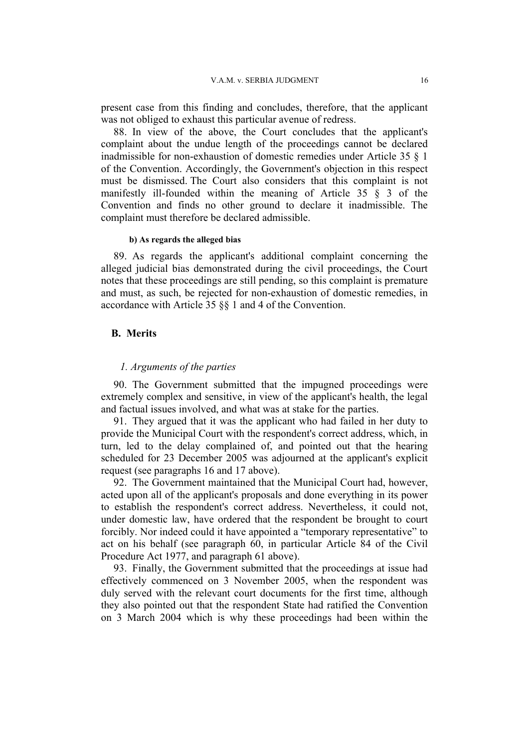present case from this finding and concludes, therefore, that the applicant was not obliged to exhaust this particular avenue of redress.

88. In view of the above, the Court concludes that the applicant's complaint about the undue length of the proceedings cannot be declared inadmissible for non-exhaustion of domestic remedies under Article 35 § 1 of the Convention. Accordingly, the Government's objection in this respect must be dismissed. The Court also considers that this complaint is not manifestly ill-founded within the meaning of Article 35 § 3 of the Convention and finds no other ground to declare it inadmissible. The complaint must therefore be declared admissible.

#### b) As regards the alleged bias

89. As regards the applicant's additional complaint concerning the alleged judicial bias demonstrated during the civil proceedings, the Court notes that these proceedings are still pending, so this complaint is premature and must, as such, be rejected for non-exhaustion of domestic remedies, in accordance with Article 35 §§ 1 and 4 of the Convention.

## B. Merits

### *1. Arguments of the parties*

90. The Government submitted that the impugned proceedings were extremely complex and sensitive, in view of the applicant's health, the legal and factual issues involved, and what was at stake for the parties.

91. They argued that it was the applicant who had failed in her duty to provide the Municipal Court with the respondent's correct address, which, in turn, led to the delay complained of, and pointed out that the hearing scheduled for 23 December 2005 was adjourned at the applicant's explicit request (see paragraphs 16 and 17 above).

92. The Government maintained that the Municipal Court had, however, acted upon all of the applicant's proposals and done everything in its power to establish the respondent's correct address. Nevertheless, it could not, under domestic law, have ordered that the respondent be brought to court forcibly. Nor indeed could it have appointed a "temporary representative" to act on his behalf (see paragraph 60, in particular Article 84 of the Civil Procedure Act 1977, and paragraph 61 above).

93. Finally, the Government submitted that the proceedings at issue had effectively commenced on 3 November 2005, when the respondent was duly served with the relevant court documents for the first time, although they also pointed out that the respondent State had ratified the Convention on 3 March 2004 which is why these proceedings had been within the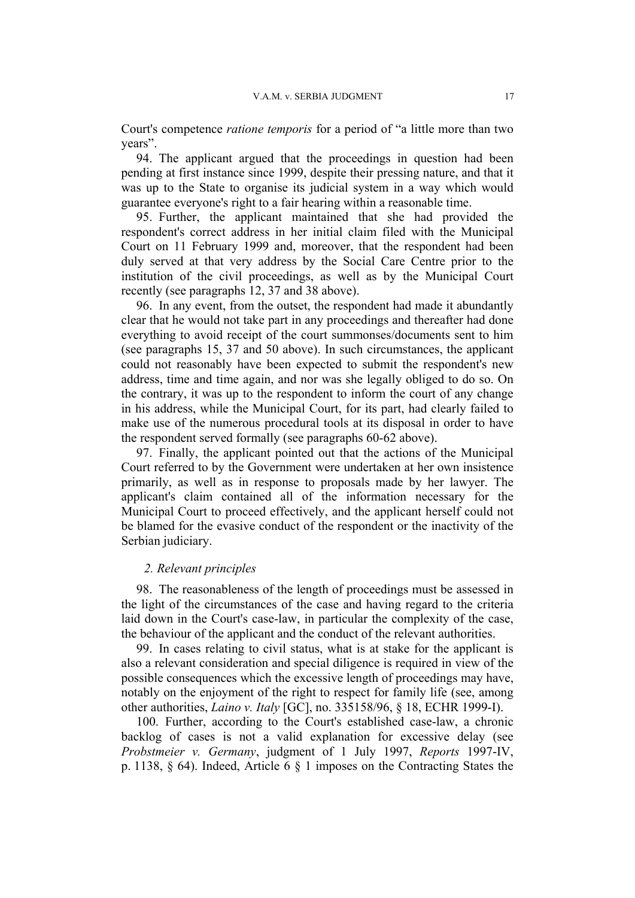Court's competence *ratione temporis* for a period of "a little more than two years".

94. The applicant argued that the proceedings in question had been pending at first instance since 1999, despite their pressing nature, and that it was up to the State to organise its judicial system in a way which would guarantee everyone's right to a fair hearing within a reasonable time.

95. Further, the applicant maintained that she had provided the respondent's correct address in her initial claim filed with the Municipal Court on 11 February 1999 and, moreover, that the respondent had been duly served at that very address by the Social Care Centre prior to the institution of the civil proceedings, as well as by the Municipal Court recently (see paragraphs 12, 37 and 38 above).

96. In any event, from the outset, the respondent had made it abundantly clear that he would not take part in any proceedings and thereafter had done everything to avoid receipt of the court summonses/documents sent to him (see paragraphs 15, 37 and 50 above). In such circumstances, the applicant could not reasonably have been expected to submit the respondent's new address, time and time again, and nor was she legally obliged to do so. On the contrary, it was up to the respondent to inform the court of any change in his address, while the Municipal Court, for its part, had clearly failed to make use of the numerous procedural tools at its disposal in order to have the respondent served formally (see paragraphs 60-62 above).

97. Finally, the applicant pointed out that the actions of the Municipal Court referred to by the Government were undertaken at her own insistence primarily, as well as in response to proposals made by her lawyer. The applicant's claim contained all of the information necessary for the Municipal Court to proceed effectively, and the applicant herself could not be blamed for the evasive conduct of the respondent or the inactivity of the Serbian judiciary.

### *2. Relevant principles*

98. The reasonableness of the length of proceedings must be assessed in the light of the circumstances of the case and having regard to the criteria laid down in the Court's case-law, in particular the complexity of the case, the behaviour of the applicant and the conduct of the relevant authorities.

99. In cases relating to civil status, what is at stake for the applicant is also a relevant consideration and special diligence is required in view of the possible consequences which the excessive length of proceedings may have, notably on the enjoyment of the right to respect for family life (see, among other authorities, *Laino v. Italy* [GC], no. 335158/96, § 18, ECHR 1999-I).

100. Further, according to the Court's established case-law, a chronic backlog of cases is not a valid explanation for excessive delay (see *Probstmeier v. Germany*, judgment of 1 July 1997, *Reports* 1997-IV, p. 1138, § 64). Indeed, Article 6 § 1 imposes on the Contracting States the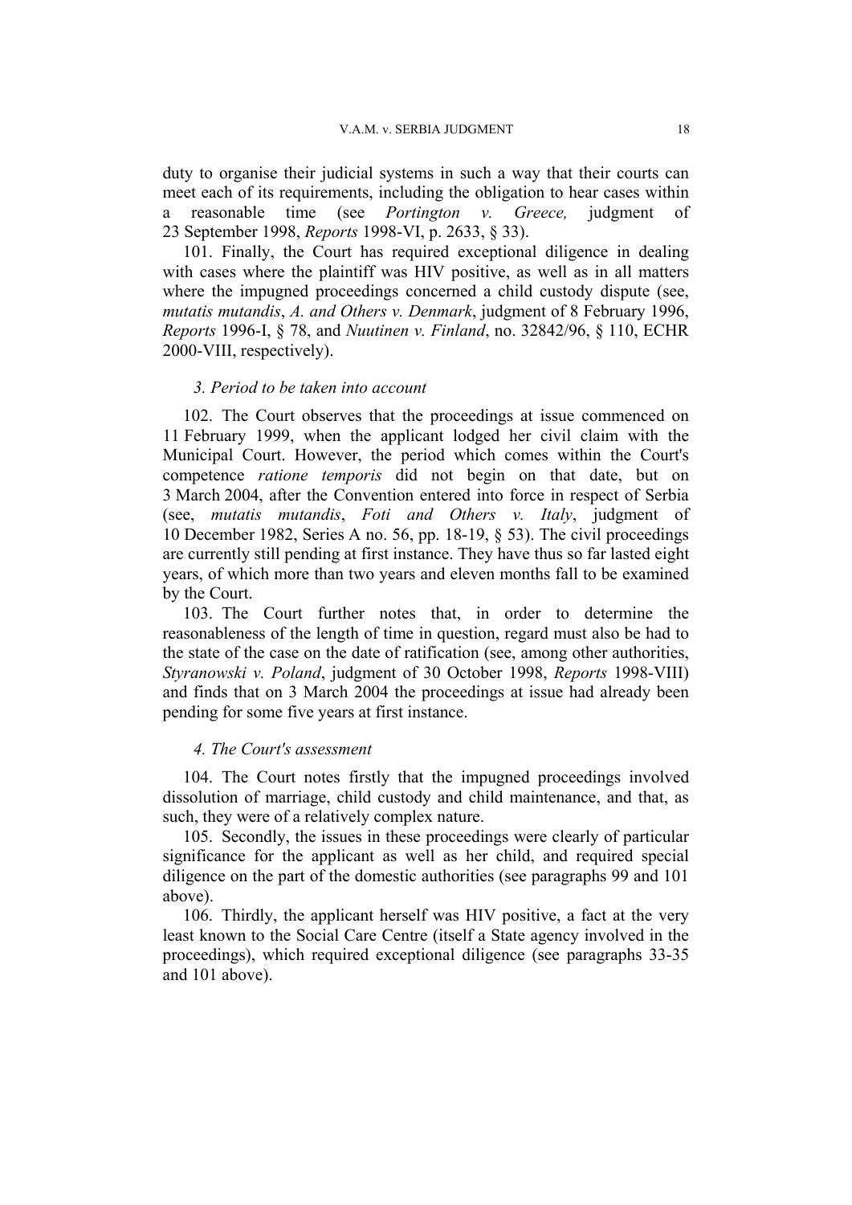duty to organise their judicial systems in such a way that their courts can meet each of its requirements, including the obligation to hear cases within a reasonable time (see *Portington v. Greece,* judgment of 23 September 1998, *Reports* 1998-VI, p. 2633, § 33).

101. Finally, the Court has required exceptional diligence in dealing with cases where the plaintiff was HIV positive, as well as in all matters where the impugned proceedings concerned a child custody dispute (see, *mutatis mutandis*, *A. and Others v. Denmark*, judgment of 8 February 1996, *Reports* 1996-I, § 78, and *Nuutinen v. Finland*, no. 32842/96, § 110, ECHR 2000-VIII, respectively).

### *3. Period to be taken into account*

102. The Court observes that the proceedings at issue commenced on 11 February 1999, when the applicant lodged her civil claim with the Municipal Court. However, the period which comes within the Court's competence *ratione temporis* did not begin on that date, but on 3 March 2004, after the Convention entered into force in respect of Serbia (see, *mutatis mutandis*, *Foti and Others v. Italy*, judgment of 10 December 1982, Series A no. 56, pp. 18-19, § 53). The civil proceedings are currently still pending at first instance. They have thus so far lasted eight years, of which more than two years and eleven months fall to be examined by the Court.

103. The Court further notes that, in order to determine the reasonableness of the length of time in question, regard must also be had to the state of the case on the date of ratification (see, among other authorities, *Styranowski v. Poland*, judgment of 30 October 1998, *Reports* 1998-VIII) and finds that on 3 March 2004 the proceedings at issue had already been pending for some five years at first instance.

### *4. The Court's assessment*

104. The Court notes firstly that the impugned proceedings involved dissolution of marriage, child custody and child maintenance, and that, as such, they were of a relatively complex nature.

105. Secondly, the issues in these proceedings were clearly of particular significance for the applicant as well as her child, and required special diligence on the part of the domestic authorities (see paragraphs 99 and 101 above).

106. Thirdly, the applicant herself was HIV positive, a fact at the very least known to the Social Care Centre (itself a State agency involved in the proceedings), which required exceptional diligence (see paragraphs 33-35 and 101 above).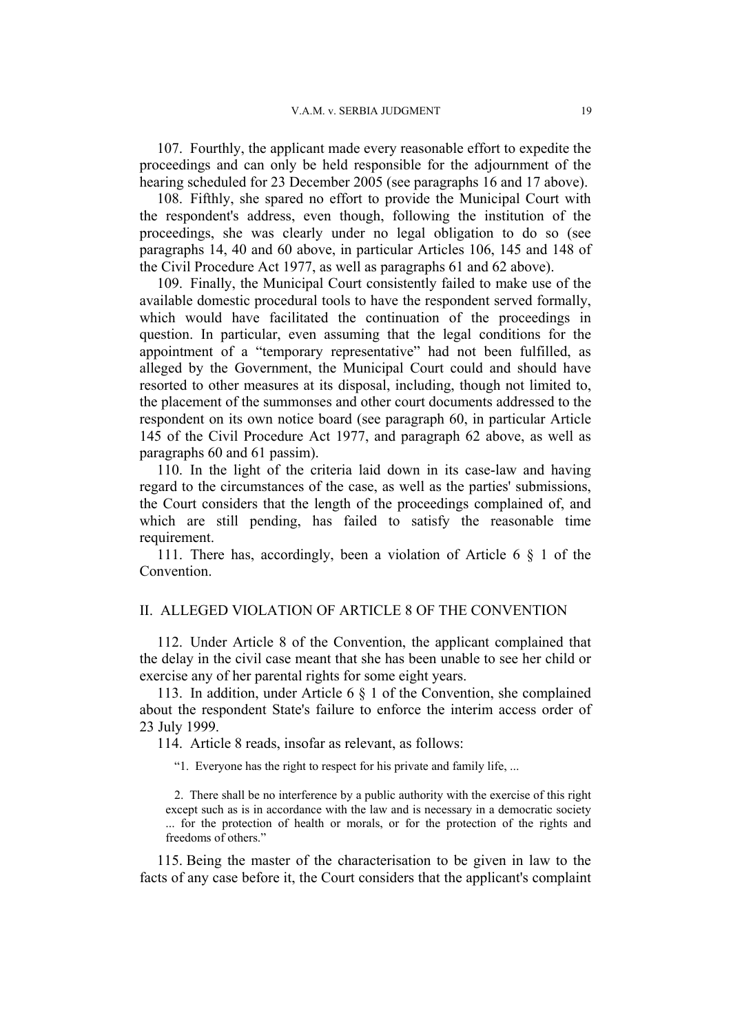107. Fourthly, the applicant made every reasonable effort to expedite the proceedings and can only be held responsible for the adjournment of the hearing scheduled for 23 December 2005 (see paragraphs 16 and 17 above).

108. Fifthly, she spared no effort to provide the Municipal Court with the respondent's address, even though, following the institution of the proceedings, she was clearly under no legal obligation to do so (see paragraphs 14, 40 and 60 above, in particular Articles 106, 145 and 148 of the Civil Procedure Act 1977, as well as paragraphs 61 and 62 above).

109. Finally, the Municipal Court consistently failed to make use of the available domestic procedural tools to have the respondent served formally, which would have facilitated the continuation of the proceedings in question. In particular, even assuming that the legal conditions for the appointment of a "temporary representative" had not been fulfilled, as alleged by the Government, the Municipal Court could and should have resorted to other measures at its disposal, including, though not limited to, the placement of the summonses and other court documents addressed to the respondent on its own notice board (see paragraph 60, in particular Article 145 of the Civil Procedure Act 1977, and paragraph 62 above, as well as paragraphs 60 and 61 passim).

110. In the light of the criteria laid down in its case-law and having regard to the circumstances of the case, as well as the parties' submissions, the Court considers that the length of the proceedings complained of, and which are still pending, has failed to satisfy the reasonable time requirement.

111. There has, accordingly, been a violation of Article 6 § 1 of the Convention.

## II. ALLEGED VIOLATION OF ARTICLE 8 OF THE CONVENTION

112. Under Article 8 of the Convention, the applicant complained that the delay in the civil case meant that she has been unable to see her child or exercise any of her parental rights for some eight years.

113. In addition, under Article 6 § 1 of the Convention, she complained about the respondent State's failure to enforce the interim access order of 23 July 1999.

114. Article 8 reads, insofar as relevant, as follows:

> "1. Everyone has the right to respect for his private and family life, ...
>
> 2. There shall be no interference by a public authority with the exercise of this right except such as is in accordance with the law and is necessary in a democratic society ... for the protection of health or morals, or for the protection of the rights and freedoms of others."

115. Being the master of the characterisation to be given in law to the facts of any case before it, the Court considers that the applicant's complaint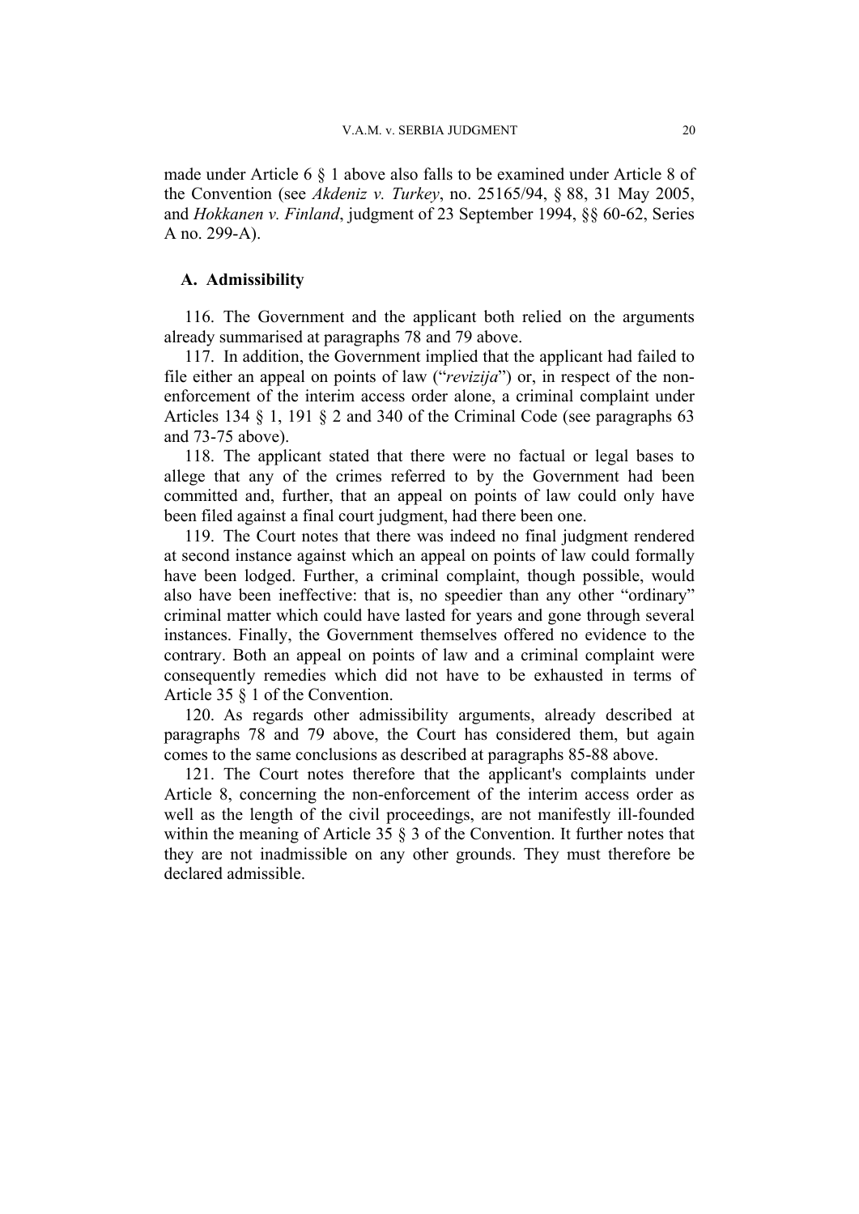made under Article 6 § 1 above also falls to be examined under Article 8 of the Convention (see *Akdeniz v. Turkey*, no. 25165/94, § 88, 31 May 2005, and *Hokkanen v. Finland*, judgment of 23 September 1994, §§ 60-62, Series A no. 299-A).

### A. Admissibility

116. The Government and the applicant both relied on the arguments already summarised at paragraphs 78 and 79 above.

117. In addition, the Government implied that the applicant had failed to file either an appeal on points of law ("*revizija*") or, in respect of the non-enforcement of the interim access order alone, a criminal complaint under Articles 134 § 1, 191 § 2 and 340 of the Criminal Code (see paragraphs 63 and 73-75 above).

118. The applicant stated that there were no factual or legal bases to allege that any of the crimes referred to by the Government had been committed and, further, that an appeal on points of law could only have been filed against a final court judgment, had there been one.

119. The Court notes that there was indeed no final judgment rendered at second instance against which an appeal on points of law could formally have been lodged. Further, a criminal complaint, though possible, would also have been ineffective: that is, no speedier than any other "ordinary" criminal matter which could have lasted for years and gone through several instances. Finally, the Government themselves offered no evidence to the contrary. Both an appeal on points of law and a criminal complaint were consequently remedies which did not have to be exhausted in terms of Article 35 § 1 of the Convention.

120. As regards other admissibility arguments, already described at paragraphs 78 and 79 above, the Court has considered them, but again comes to the same conclusions as described at paragraphs 85-88 above.

121. The Court notes therefore that the applicant's complaints under Article 8, concerning the non-enforcement of the interim access order as well as the length of the civil proceedings, are not manifestly ill-founded within the meaning of Article 35 § 3 of the Convention. It further notes that they are not inadmissible on any other grounds. They must therefore be declared admissible.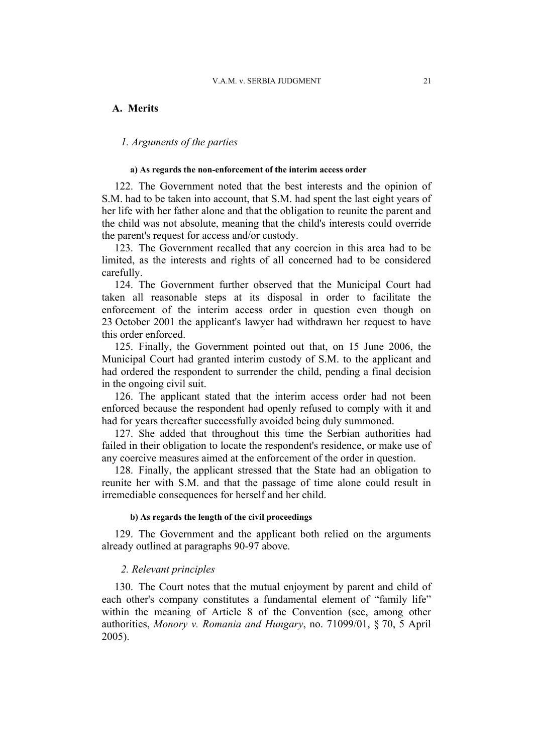## A. Merits

### *1. Arguments of the parties*

#### a) As regards the non-enforcement of the interim access order

122. The Government noted that the best interests and the opinion of S.M. had to be taken into account, that S.M. had spent the last eight years of her life with her father alone and that the obligation to reunite the parent and the child was not absolute, meaning that the child's interests could override the parent's request for access and/or custody.

123. The Government recalled that any coercion in this area had to be limited, as the interests and rights of all concerned had to be considered carefully.

124. The Government further observed that the Municipal Court had taken all reasonable steps at its disposal in order to facilitate the enforcement of the interim access order in question even though on 23 October 2001 the applicant's lawyer had withdrawn her request to have this order enforced.

125. Finally, the Government pointed out that, on 15 June 2006, the Municipal Court had granted interim custody of S.M. to the applicant and had ordered the respondent to surrender the child, pending a final decision in the ongoing civil suit.

126. The applicant stated that the interim access order had not been enforced because the respondent had openly refused to comply with it and had for years thereafter successfully avoided being duly summoned.

127. She added that throughout this time the Serbian authorities had failed in their obligation to locate the respondent's residence, or make use of any coercive measures aimed at the enforcement of the order in question.

128. Finally, the applicant stressed that the State had an obligation to reunite her with S.M. and that the passage of time alone could result in irremediable consequences for herself and her child.

#### b) As regards the length of the civil proceedings

129. The Government and the applicant both relied on the arguments already outlined at paragraphs 90-97 above.

### *2. Relevant principles*

130. The Court notes that the mutual enjoyment by parent and child of each other's company constitutes a fundamental element of "family life" within the meaning of Article 8 of the Convention (see, among other authorities, *Monory v. Romania and Hungary*, no. 71099/01, § 70, 5 April 2005).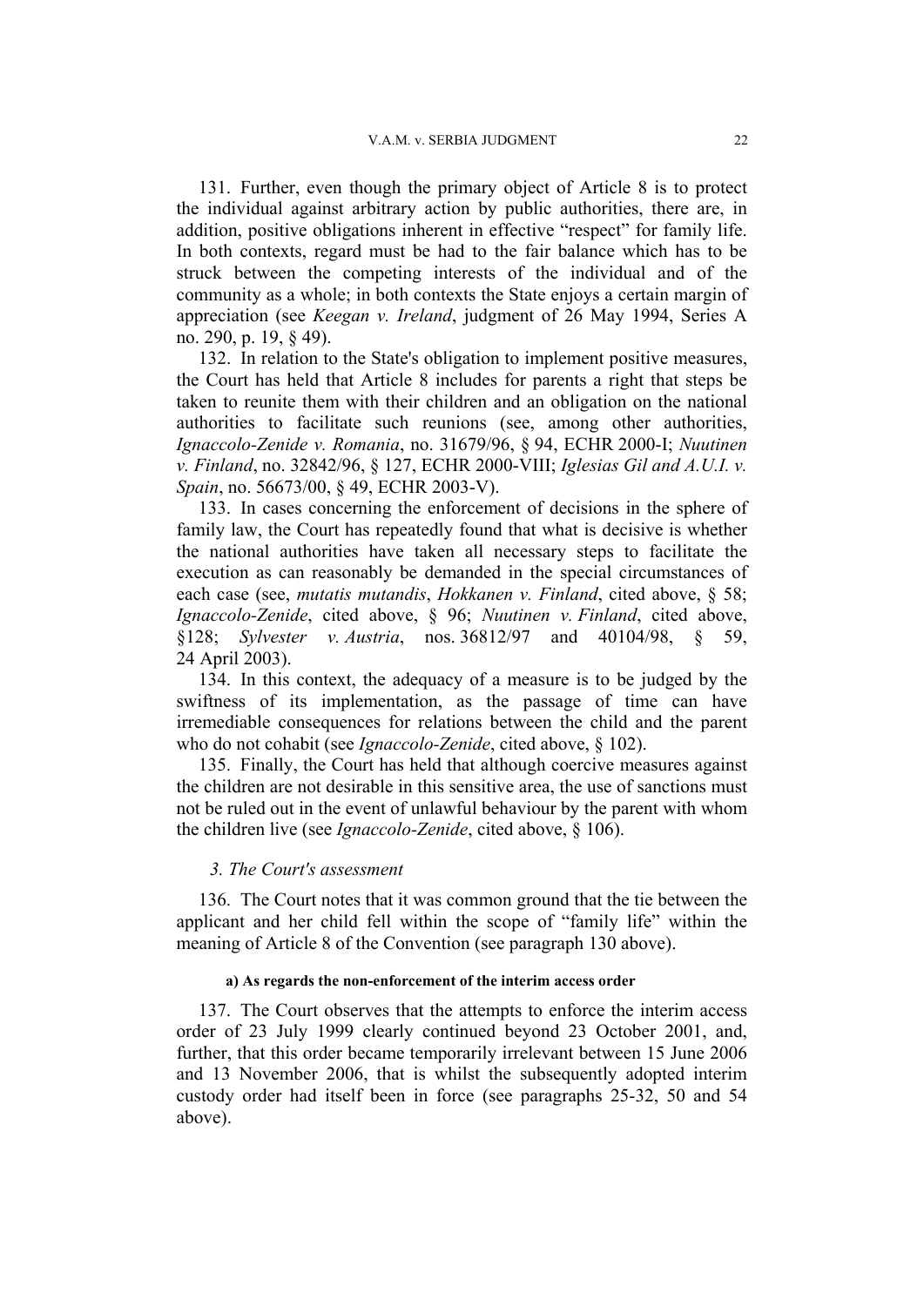131. Further, even though the primary object of Article 8 is to protect the individual against arbitrary action by public authorities, there are, in addition, positive obligations inherent in effective "respect" for family life. In both contexts, regard must be had to the fair balance which has to be struck between the competing interests of the individual and of the community as a whole; in both contexts the State enjoys a certain margin of appreciation (see *Keegan v. Ireland*, judgment of 26 May 1994, Series A no. 290, p. 19, § 49).

132. In relation to the State's obligation to implement positive measures, the Court has held that Article 8 includes for parents a right that steps be taken to reunite them with their children and an obligation on the national authorities to facilitate such reunions (see, among other authorities, *Ignaccolo-Zenide v. Romania*, no. 31679/96, § 94, ECHR 2000-I; *Nuutinen v. Finland*, no. 32842/96, § 127, ECHR 2000-VIII; *Iglesias Gil and A.U.I. v. Spain*, no. 56673/00, § 49, ECHR 2003-V).

133. In cases concerning the enforcement of decisions in the sphere of family law, the Court has repeatedly found that what is decisive is whether the national authorities have taken all necessary steps to facilitate the execution as can reasonably be demanded in the special circumstances of each case (see, *mutatis mutandis*, *Hokkanen v. Finland*, cited above, § 58; *Ignaccolo-Zenide*, cited above, § 96; *Nuutinen v. Finland*, cited above, §128; *Sylvester v. Austria*, nos. 36812/97 and 40104/98, § 59, 24 April 2003).

134. In this context, the adequacy of a measure is to be judged by the swiftness of its implementation, as the passage of time can have irremediable consequences for relations between the child and the parent who do not cohabit (see *Ignaccolo-Zenide*, cited above, § 102).

135. Finally, the Court has held that although coercive measures against the children are not desirable in this sensitive area, the use of sanctions must not be ruled out in the event of unlawful behaviour by the parent with whom the children live (see *Ignaccolo-Zenide*, cited above, § 106).

### *3. The Court's assessment*

136. The Court notes that it was common ground that the tie between the applicant and her child fell within the scope of "family life" within the meaning of Article 8 of the Convention (see paragraph 130 above).

#### a) As regards the non-enforcement of the interim access order

137. The Court observes that the attempts to enforce the interim access order of 23 July 1999 clearly continued beyond 23 October 2001, and, further, that this order became temporarily irrelevant between 15 June 2006 and 13 November 2006, that is whilst the subsequently adopted interim custody order had itself been in force (see paragraphs 25-32, 50 and 54 above).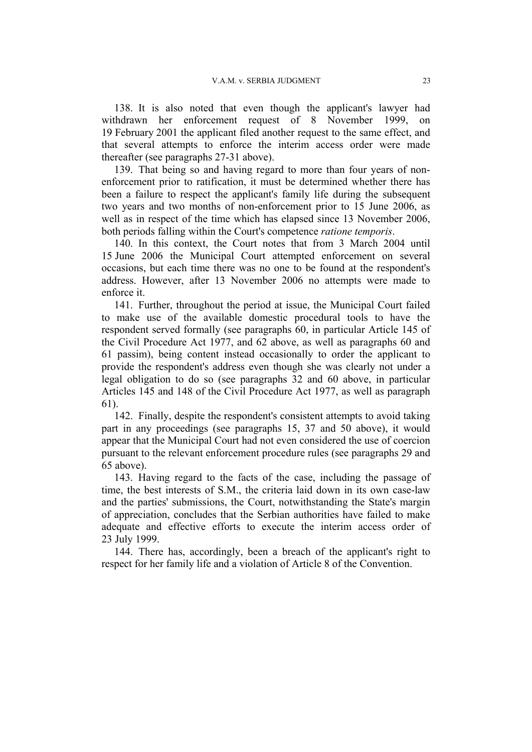138. It is also noted that even though the applicant's lawyer had withdrawn her enforcement request of 8 November 1999, on 19 February 2001 the applicant filed another request to the same effect, and that several attempts to enforce the interim access order were made thereafter (see paragraphs 27-31 above).

139. That being so and having regard to more than four years of non-enforcement prior to ratification, it must be determined whether there has been a failure to respect the applicant's family life during the subsequent two years and two months of non-enforcement prior to 15 June 2006, as well as in respect of the time which has elapsed since 13 November 2006, both periods falling within the Court's competence *ratione temporis*.

140. In this context, the Court notes that from 3 March 2004 until 15 June 2006 the Municipal Court attempted enforcement on several occasions, but each time there was no one to be found at the respondent's address. However, after 13 November 2006 no attempts were made to enforce it.

141. Further, throughout the period at issue, the Municipal Court failed to make use of the available domestic procedural tools to have the respondent served formally (see paragraphs 60, in particular Article 145 of the Civil Procedure Act 1977, and 62 above, as well as paragraphs 60 and 61 passim), being content instead occasionally to order the applicant to provide the respondent's address even though she was clearly not under a legal obligation to do so (see paragraphs 32 and 60 above, in particular Articles 145 and 148 of the Civil Procedure Act 1977, as well as paragraph 61).

142. Finally, despite the respondent's consistent attempts to avoid taking part in any proceedings (see paragraphs 15, 37 and 50 above), it would appear that the Municipal Court had not even considered the use of coercion pursuant to the relevant enforcement procedure rules (see paragraphs 29 and 65 above).

143. Having regard to the facts of the case, including the passage of time, the best interests of S.M., the criteria laid down in its own case-law and the parties' submissions, the Court, notwithstanding the State's margin of appreciation, concludes that the Serbian authorities have failed to make adequate and effective efforts to execute the interim access order of 23 July 1999.

144. There has, accordingly, been a breach of the applicant's right to respect for her family life and a violation of Article 8 of the Convention.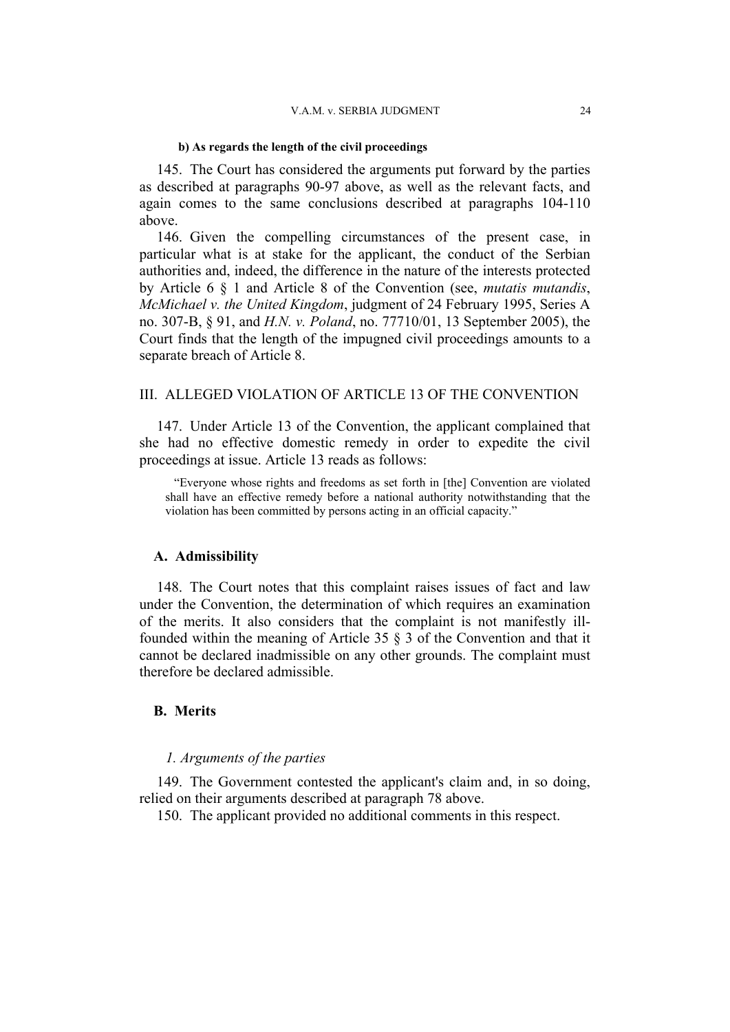#### b) As regards the length of the civil proceedings

145. The Court has considered the arguments put forward by the parties as described at paragraphs 90-97 above, as well as the relevant facts, and again comes to the same conclusions described at paragraphs 104-110 above.

146. Given the compelling circumstances of the present case, in particular what is at stake for the applicant, the conduct of the Serbian authorities and, indeed, the difference in the nature of the interests protected by Article 6 § 1 and Article 8 of the Convention (see, *mutatis mutandis*, *McMichael v. the United Kingdom*, judgment of 24 February 1995, Series A no. 307-B, § 91, and *H.N. v. Poland*, no. 77710/01, 13 September 2005), the Court finds that the length of the impugned civil proceedings amounts to a separate breach of Article 8.

## III. ALLEGED VIOLATION OF ARTICLE 13 OF THE CONVENTION

147. Under Article 13 of the Convention, the applicant complained that she had no effective domestic remedy in order to expedite the civil proceedings at issue. Article 13 reads as follows:

> "Everyone whose rights and freedoms as set forth in [the] Convention are violated shall have an effective remedy before a national authority notwithstanding that the violation has been committed by persons acting in an official capacity."

### A. Admissibility

148. The Court notes that this complaint raises issues of fact and law under the Convention, the determination of which requires an examination of the merits. It also considers that the complaint is not manifestly ill-founded within the meaning of Article 35 § 3 of the Convention and that it cannot be declared inadmissible on any other grounds. The complaint must therefore be declared admissible.

### B. Merits

#### *1. Arguments of the parties*

149. The Government contested the applicant's claim and, in so doing, relied on their arguments described at paragraph 78 above.

150. The applicant provided no additional comments in this respect.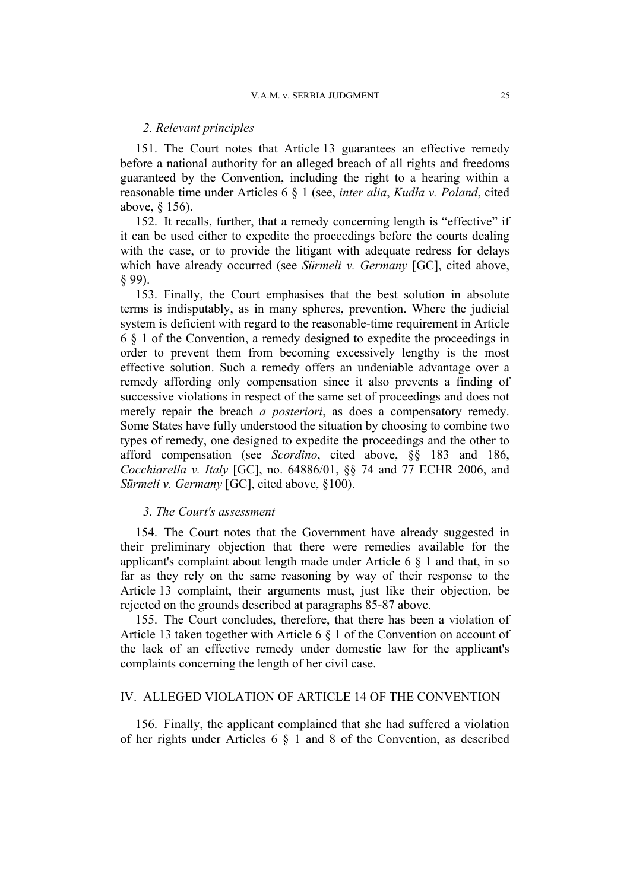*2. Relevant principles*

151. The Court notes that Article 13 guarantees an effective remedy before a national authority for an alleged breach of all rights and freedoms guaranteed by the Convention, including the right to a hearing within a reasonable time under Articles 6 § 1 (see, *inter alia*, *Kudła v. Poland*, cited above, § 156).

152. It recalls, further, that a remedy concerning length is "effective" if it can be used either to expedite the proceedings before the courts dealing with the case, or to provide the litigant with adequate redress for delays which have already occurred (see *Sürmeli v. Germany* [GC], cited above, § 99).

153. Finally, the Court emphasises that the best solution in absolute terms is indisputably, as in many spheres, prevention. Where the judicial system is deficient with regard to the reasonable-time requirement in Article 6 § 1 of the Convention, a remedy designed to expedite the proceedings in order to prevent them from becoming excessively lengthy is the most effective solution. Such a remedy offers an undeniable advantage over a remedy affording only compensation since it also prevents a finding of successive violations in respect of the same set of proceedings and does not merely repair the breach *a posteriori*, as does a compensatory remedy. Some States have fully understood the situation by choosing to combine two types of remedy, one designed to expedite the proceedings and the other to afford compensation (see *Scordino*, cited above, §§ 183 and 186, *Cocchiarella v. Italy* [GC], no. 64886/01, §§ 74 and 77 ECHR 2006, and *Sürmeli v. Germany* [GC], cited above, §100).

*3. The Court's assessment*

154. The Court notes that the Government have already suggested in their preliminary objection that there were remedies available for the applicant's complaint about length made under Article 6 § 1 and that, in so far as they rely on the same reasoning by way of their response to the Article 13 complaint, their arguments must, just like their objection, be rejected on the grounds described at paragraphs 85-87 above.

155. The Court concludes, therefore, that there has been a violation of Article 13 taken together with Article 6 § 1 of the Convention on account of the lack of an effective remedy under domestic law for the applicant's complaints concerning the length of her civil case.

## IV. ALLEGED VIOLATION OF ARTICLE 14 OF THE CONVENTION

156. Finally, the applicant complained that she had suffered a violation of her rights under Articles 6 § 1 and 8 of the Convention, as described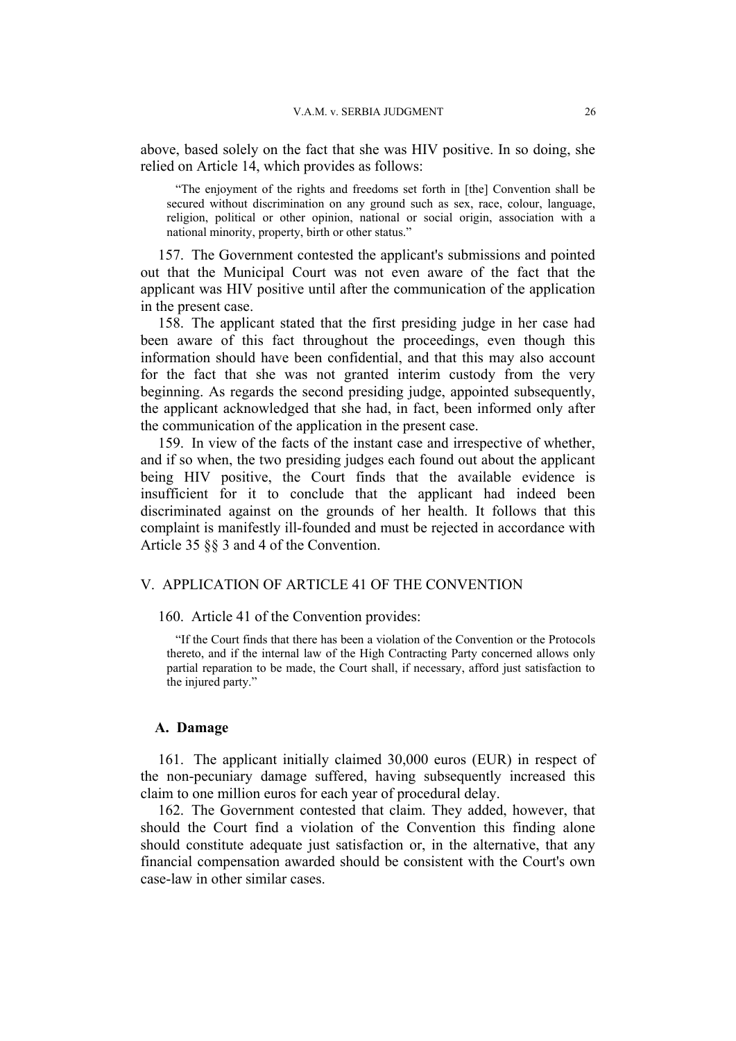above, based solely on the fact that she was HIV positive. In so doing, she relied on Article 14, which provides as follows:

> "The enjoyment of the rights and freedoms set forth in [the] Convention shall be secured without discrimination on any ground such as sex, race, colour, language, religion, political or other opinion, national or social origin, association with a national minority, property, birth or other status."

157. The Government contested the applicant's submissions and pointed out that the Municipal Court was not even aware of the fact that the applicant was HIV positive until after the communication of the application in the present case.

158. The applicant stated that the first presiding judge in her case had been aware of this fact throughout the proceedings, even though this information should have been confidential, and that this may also account for the fact that she was not granted interim custody from the very beginning. As regards the second presiding judge, appointed subsequently, the applicant acknowledged that she had, in fact, been informed only after the communication of the application in the present case.

159. In view of the facts of the instant case and irrespective of whether, and if so when, the two presiding judges each found out about the applicant being HIV positive, the Court finds that the available evidence is insufficient for it to conclude that the applicant had indeed been discriminated against on the grounds of her health. It follows that this complaint is manifestly ill-founded and must be rejected in accordance with Article 35 §§ 3 and 4 of the Convention.

## V. APPLICATION OF ARTICLE 41 OF THE CONVENTION

160. Article 41 of the Convention provides:

> "If the Court finds that there has been a violation of the Convention or the Protocols thereto, and if the internal law of the High Contracting Party concerned allows only partial reparation to be made, the Court shall, if necessary, afford just satisfaction to the injured party."

### A. Damage

161. The applicant initially claimed 30,000 euros (EUR) in respect of the non-pecuniary damage suffered, having subsequently increased this claim to one million euros for each year of procedural delay.

162. The Government contested that claim. They added, however, that should the Court find a violation of the Convention this finding alone should constitute adequate just satisfaction or, in the alternative, that any financial compensation awarded should be consistent with the Court's own case-law in other similar cases.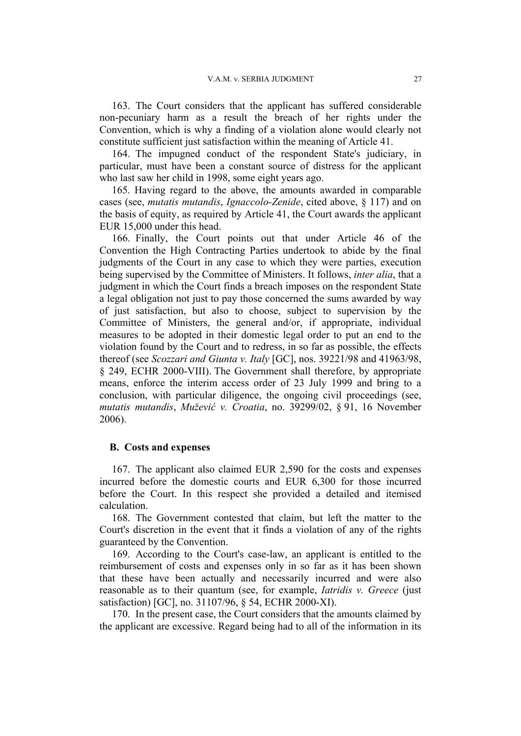163. The Court considers that the applicant has suffered considerable non-pecuniary harm as a result the breach of her rights under the Convention, which is why a finding of a violation alone would clearly not constitute sufficient just satisfaction within the meaning of Article 41.

164. The impugned conduct of the respondent State's judiciary, in particular, must have been a constant source of distress for the applicant who last saw her child in 1998, some eight years ago.

165. Having regard to the above, the amounts awarded in comparable cases (see, *mutatis mutandis*, *Ignaccolo-Zenide*, cited above, § 117) and on the basis of equity, as required by Article 41, the Court awards the applicant EUR 15,000 under this head.

166. Finally, the Court points out that under Article 46 of the Convention the High Contracting Parties undertook to abide by the final judgments of the Court in any case to which they were parties, execution being supervised by the Committee of Ministers. It follows, *inter alia*, that a judgment in which the Court finds a breach imposes on the respondent State a legal obligation not just to pay those concerned the sums awarded by way of just satisfaction, but also to choose, subject to supervision by the Committee of Ministers, the general and/or, if appropriate, individual measures to be adopted in their domestic legal order to put an end to the violation found by the Court and to redress, in so far as possible, the effects thereof (see *Scozzari and Giunta v. Italy* [GC], nos. 39221/98 and 41963/98, § 249, ECHR 2000-VIII). The Government shall therefore, by appropriate means, enforce the interim access order of 23 July 1999 and bring to a conclusion, with particular diligence, the ongoing civil proceedings (see, *mutatis mutandis*, *Muželić v. Croatia*, no. 39299/02, § 91, 16 November 2006).

## B. Costs and expenses

167. The applicant also claimed EUR 2,590 for the costs and expenses incurred before the domestic courts and EUR 6,300 for those incurred before the Court. In this respect she provided a detailed and itemised calculation.

168. The Government contested that claim, but left the matter to the Court's discretion in the event that it finds a violation of any of the rights guaranteed by the Convention.

169. According to the Court's case-law, an applicant is entitled to the reimbursement of costs and expenses only in so far as it has been shown that these have been actually and necessarily incurred and were also reasonable as to their quantum (see, for example, *Iatridis v. Greece* (just satisfaction) [GC], no. 31107/96, § 54, ECHR 2000-XI).

170. In the present case, the Court considers that the amounts claimed by the applicant are excessive. Regard being had to all of the information in its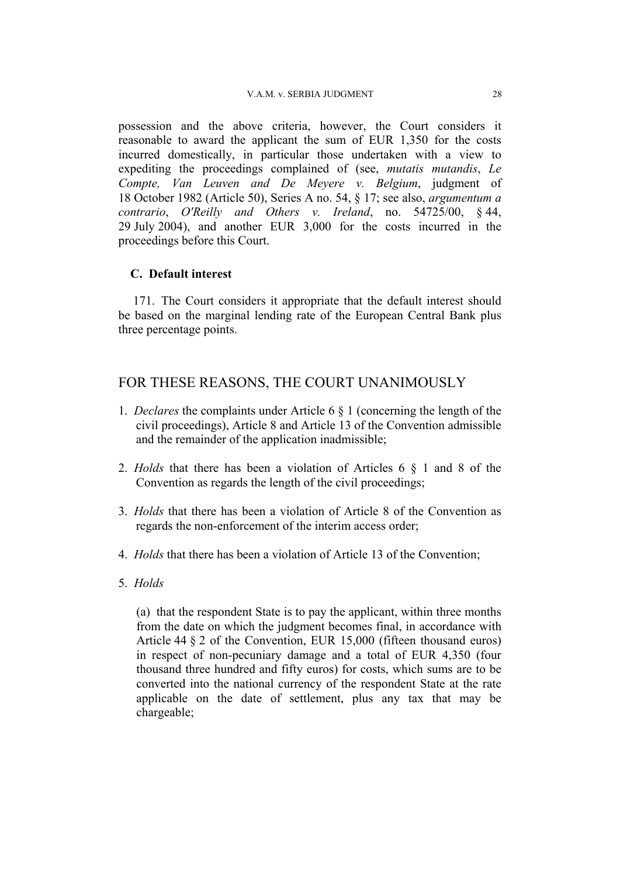possession and the above criteria, however, the Court considers it reasonable to award the applicant the sum of EUR 1,350 for the costs incurred domestically, in particular those undertaken with a view to expediting the proceedings complained of (see, *mutatis mutandis*, *Le Compte, Van Leuven and De Meyere v. Belgium*, judgment of 18 October 1982 (Article 50), Series A no. 54, § 17; see also, *argumentum a contrario*, *O'Reilly and Others v. Ireland*, no. 54725/00, § 44, 29 July 2004), and another EUR 3,000 for the costs incurred in the proceedings before this Court.

### C. Default interest

171. The Court considers it appropriate that the default interest should be based on the marginal lending rate of the European Central Bank plus three percentage points.

## FOR THESE REASONS, THE COURT UNANIMOUSLY

1. *Declares* the complaints under Article 6 § 1 (concerning the length of the civil proceedings), Article 8 and Article 13 of the Convention admissible and the remainder of the application inadmissible;

2. *Holds* that there has been a violation of Articles 6 § 1 and 8 of the Convention as regards the length of the civil proceedings;

3. *Holds* that there has been a violation of Article 8 of the Convention as regards the non-enforcement of the interim access order;

4. *Holds* that there has been a violation of Article 13 of the Convention;

5. *Holds*

   (a) that the respondent State is to pay the applicant, within three months from the date on which the judgment becomes final, in accordance with Article 44 § 2 of the Convention, EUR 15,000 (fifteen thousand euros) in respect of non-pecuniary damage and a total of EUR 4,350 (four thousand three hundred and fifty euros) for costs, which sums are to be converted into the national currency of the respondent State at the rate applicable on the date of settlement, plus any tax that may be chargeable;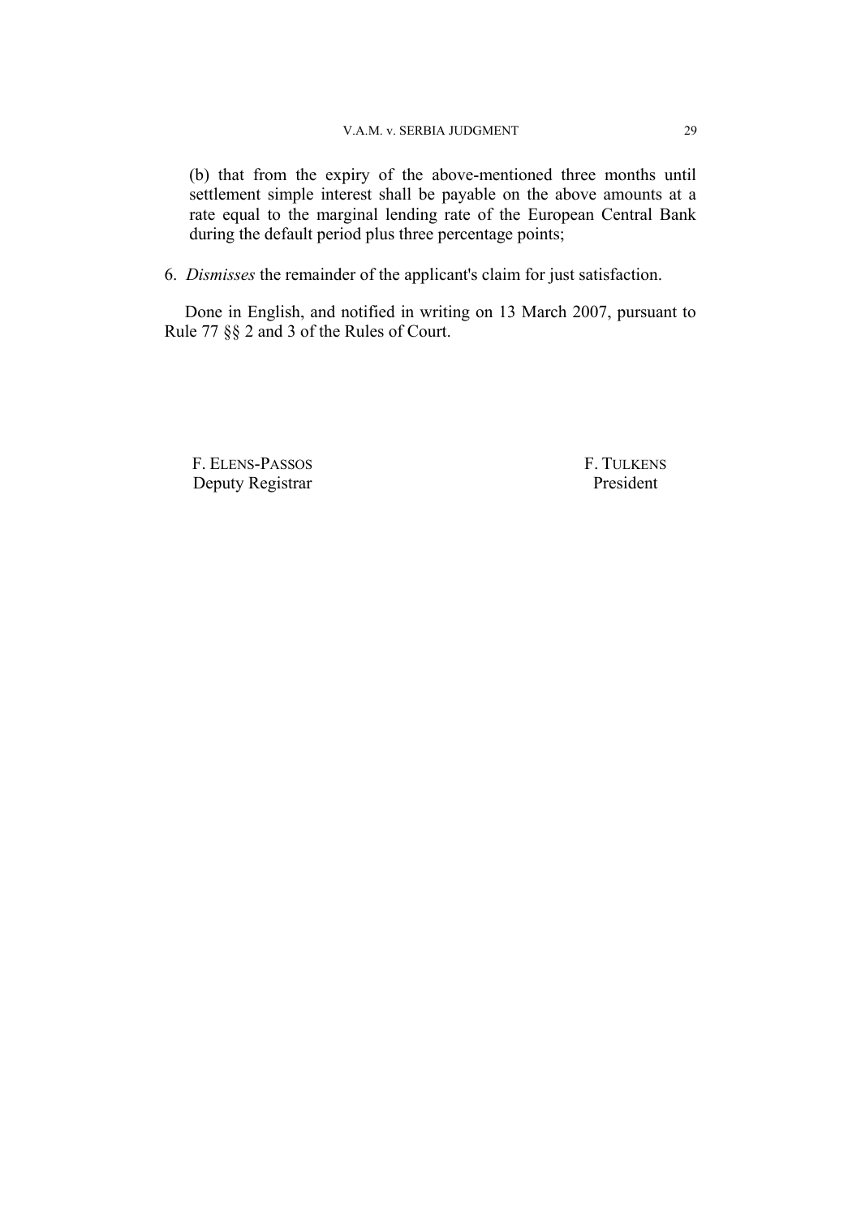(b) that from the expiry of the above-mentioned three months until settlement simple interest shall be payable on the above amounts at a rate equal to the marginal lending rate of the European Central Bank during the default period plus three percentage points;

6. *Dismisses* the remainder of the applicant's claim for just satisfaction.

Done in English, and notified in writing on 13 March 2007, pursuant to Rule 77 §§ 2 and 3 of the Rules of Court.

| | |
|---|---|
| F. ELENS-PASSOS | F. TULKENS |
| Deputy Registrar | President |